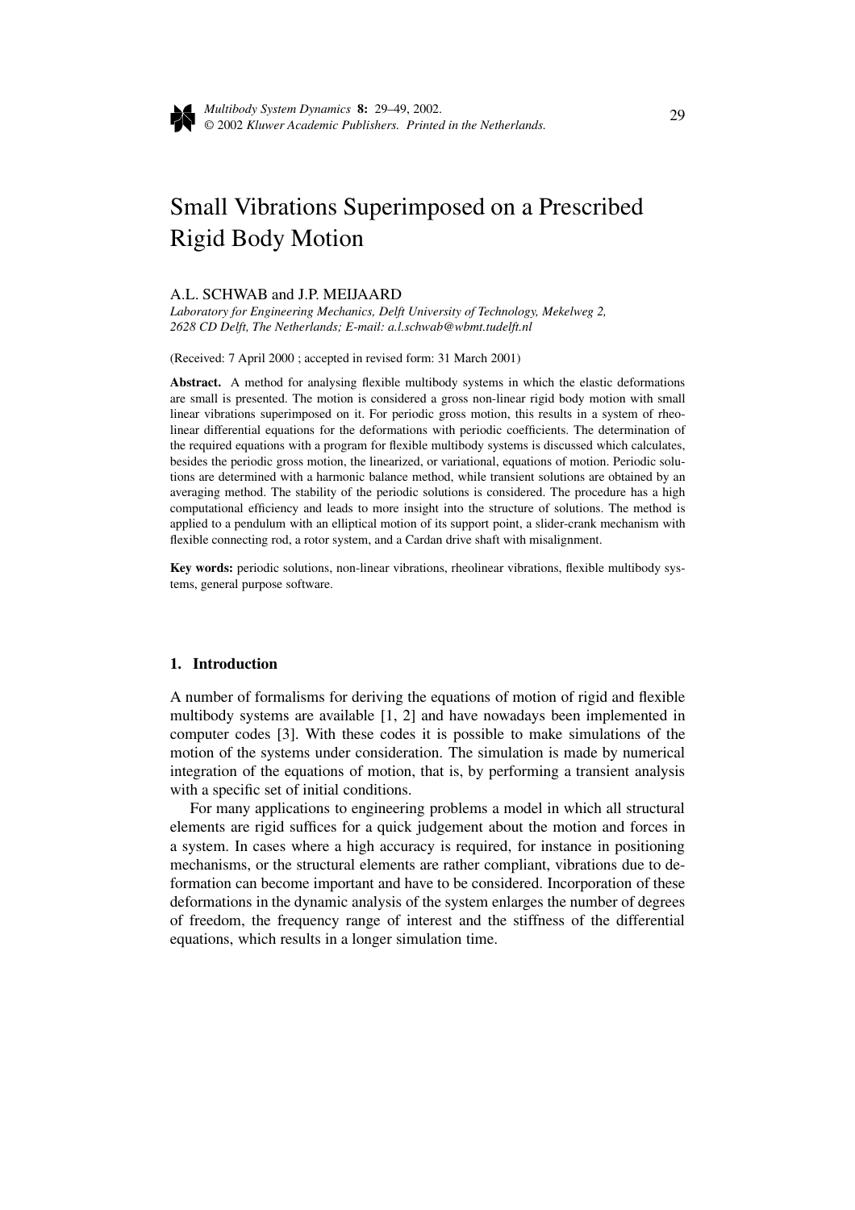# Small Vibrations Superimposed on a Prescribed Rigid Body Motion

A.L. SCHWAB and J.P. MEIJAARD

*Laboratory for Engineering Mechanics, Delft University of Technology, Mekelweg 2, 2628 CD Delft, The Netherlands; E-mail: a.l.schwab@wbmt.tudelft.nl*

(Received: 7 April 2000 ; accepted in revised form: 31 March 2001)

**Abstract.** A method for analysing flexible multibody systems in which the elastic deformations are small is presented. The motion is considered a gross non-linear rigid body motion with small linear vibrations superimposed on it. For periodic gross motion, this results in a system of rheo-linear differential equations for the deformations with periodic coefficients. The determination of the required equations with a program for flexible multibody systems is discussed which calculates, besides the periodic gross motion, the linearized, or variational, equations of motion. Periodic solutions are determined with a harmonic balance method, while transient solutions are obtained by an averaging method. The stability of the periodic solutions is considered. The procedure has a high computational efficiency and leads to more insight into the structure of solutions. The method is applied to a pendulum with an elliptical motion of its support point, a slider-crank mechanism with flexible connecting rod, a rotor system, and a Cardan drive shaft with misalignment.

**Key words:** periodic solutions, non-linear vibrations, rheolinear vibrations, flexible multibody systems, general purpose software.

## 1. Introduction

A number of formalisms for deriving the equations of motion of rigid and flexible multibody systems are available [1, 2] and have nowadays been implemented in computer codes [3]. With these codes it is possible to make simulations of the motion of the systems under consideration. The simulation is made by numerical integration of the equations of motion, that is, by performing a transient analysis with a specific set of initial conditions.

For many applications to engineering problems a model in which all structural elements are rigid suffices for a quick judgement about the motion and forces in a system. In cases where a high accuracy is required, for instance in positioning mechanisms, or the structural elements are rather compliant, vibrations due to deformation can become important and have to be considered. Incorporation of these deformations in the dynamic analysis of the system enlarges the number of degrees of freedom, the frequency range of interest and the stiffness of the differential equations, which results in a longer simulation time.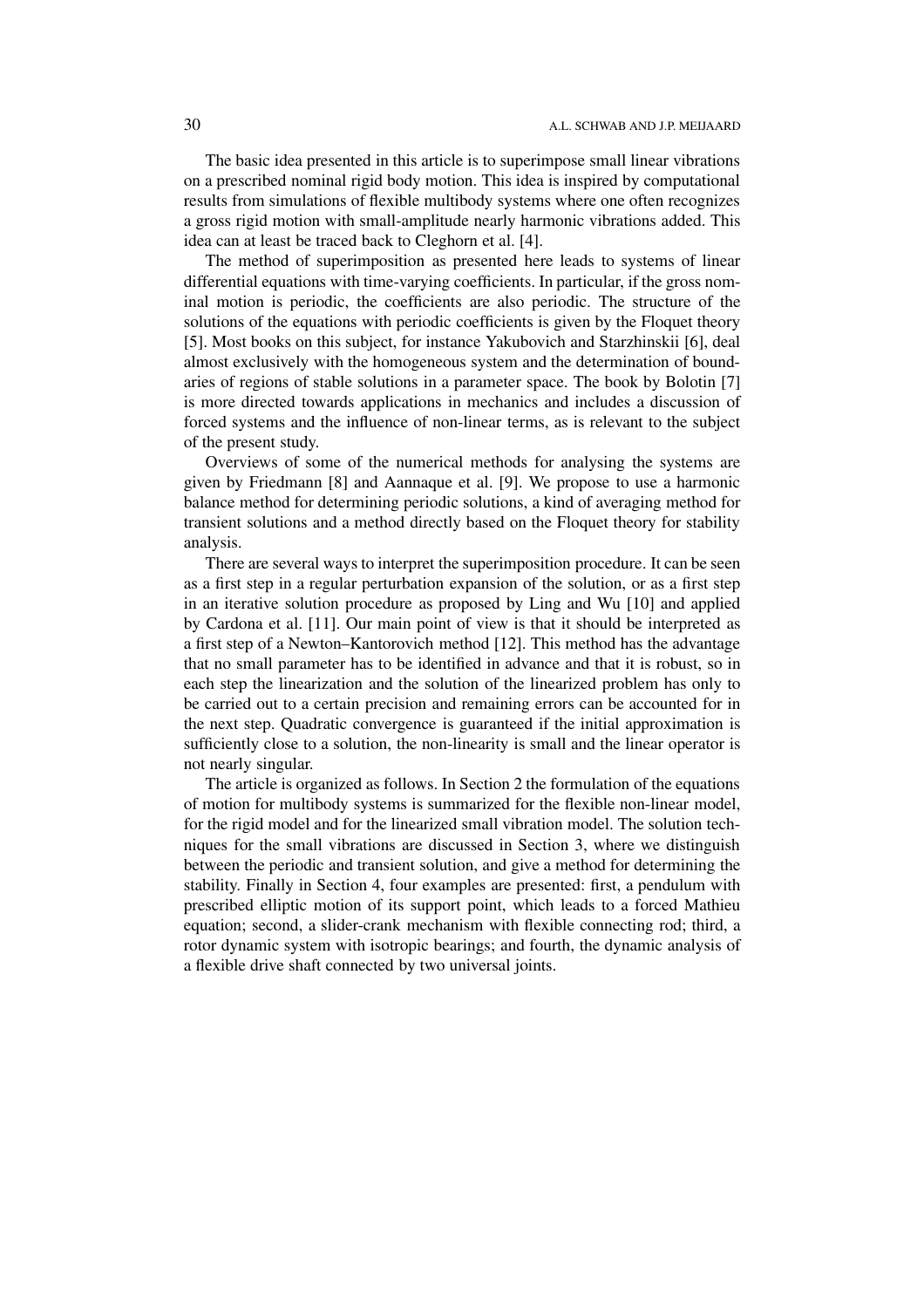The basic idea presented in this article is to superimpose small linear vibrations on a prescribed nominal rigid body motion. This idea is inspired by computational results from simulations of flexible multibody systems where one often recognizes a gross rigid motion with small-amplitude nearly harmonic vibrations added. This idea can at least be traced back to Cleghorn et al. [4].

The method of superimposition as presented here leads to systems of linear differential equations with time-varying coefficients. In particular, if the gross nominal motion is periodic, the coefficients are also periodic. The structure of the solutions of the equations with periodic coefficients is given by the Floquet theory [5]. Most books on this subject, for instance Yakubovich and Starzhinskii [6], deal almost exclusively with the homogeneous system and the determination of boundaries of regions of stable solutions in a parameter space. The book by Bolotin [7] is more directed towards applications in mechanics and includes a discussion of forced systems and the influence of non-linear terms, as is relevant to the subject of the present study.

Overviews of some of the numerical methods for analysing the systems are given by Friedmann [8] and Aannaque et al. [9]. We propose to use a harmonic balance method for determining periodic solutions, a kind of averaging method for transient solutions and a method directly based on the Floquet theory for stability analysis.

There are several ways to interpret the superimposition procedure. It can be seen as a first step in a regular perturbation expansion of the solution, or as a first step in an iterative solution procedure as proposed by Ling and Wu [10] and applied by Cardona et al. [11]. Our main point of view is that it should be interpreted as a first step of a Newton–Kantorovich method [12]. This method has the advantage that no small parameter has to be identified in advance and that it is robust, so in each step the linearization and the solution of the linearized problem has only to be carried out to a certain precision and remaining errors can be accounted for in the next step. Quadratic convergence is guaranteed if the initial approximation is sufficiently close to a solution, the non-linearity is small and the linear operator is not nearly singular.

The article is organized as follows. In Section 2 the formulation of the equations of motion for multibody systems is summarized for the flexible non-linear model, for the rigid model and for the linearized small vibration model. The solution techniques for the small vibrations are discussed in Section 3, where we distinguish between the periodic and transient solution, and give a method for determining the stability. Finally in Section 4, four examples are presented: first, a pendulum with prescribed elliptic motion of its support point, which leads to a forced Mathieu equation; second, a slider-crank mechanism with flexible connecting rod; third, a rotor dynamic system with isotropic bearings; and fourth, the dynamic analysis of a flexible drive shaft connected by two universal joints.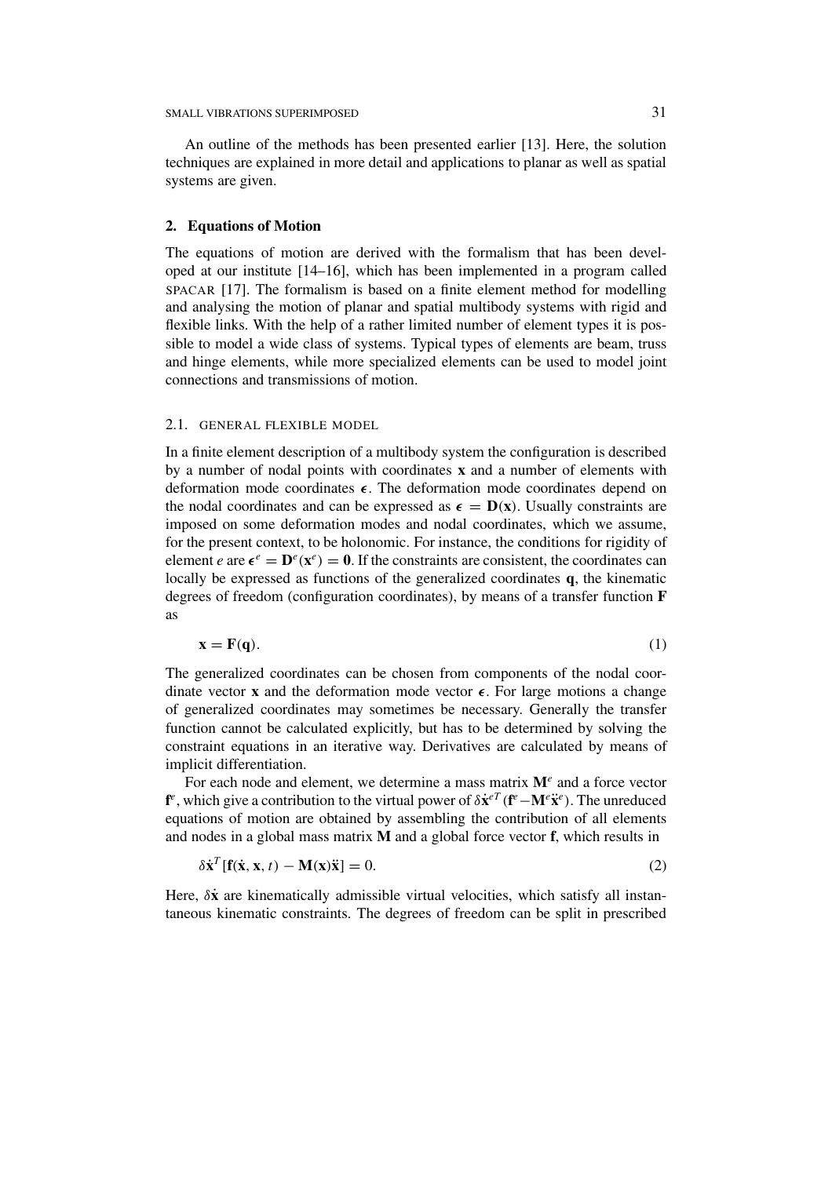An outline of the methods has been presented earlier [13]. Here, the solution techniques are explained in more detail and applications to planar as well as spatial systems are given.

## 2. Equations of Motion

The equations of motion are derived with the formalism that has been developed at our institute [14–16], which has been implemented in a program called SPACAR [17]. The formalism is based on a finite element method for modelling and analysing the motion of planar and spatial multibody systems with rigid and flexible links. With the help of a rather limited number of element types it is possible to model a wide class of systems. Typical types of elements are beam, truss and hinge elements, while more specialized elements can be used to model joint connections and transmissions of motion.

### 2.1. GENERAL FLEXIBLE MODEL

In a finite element description of a multibody system the configuration is described by a number of nodal points with coordinates $\mathbf{x}$ and a number of elements with deformation mode coordinates $\boldsymbol{\epsilon}$. The deformation mode coordinates depend on the nodal coordinates and can be expressed as $\boldsymbol{\epsilon} = \mathbf{D}(\mathbf{x})$. Usually constraints are imposed on some deformation modes and nodal coordinates, which we assume, for the present context, to be holonomic. For instance, the conditions for rigidity of element $e$ are $\boldsymbol{\epsilon}^e = \mathbf{D}^e(\mathbf{x}^e) = \mathbf{0}$. If the constraints are consistent, the coordinates can locally be expressed as functions of the generalized coordinates $\mathbf{q}$, the kinematic degrees of freedom (configuration coordinates), by means of a transfer function $\mathbf{F}$ as

$$\mathbf{x} = \mathbf{F}(\mathbf{q}). \tag{1}$$

The generalized coordinates can be chosen from components of the nodal coordinate vector $\mathbf{x}$ and the deformation mode vector $\boldsymbol{\epsilon}$. For large motions a change of generalized coordinates may sometimes be necessary. Generally the transfer function cannot be calculated explicitly, but has to be determined by solving the constraint equations in an iterative way. Derivatives are calculated by means of implicit differentiation.

For each node and element, we determine a mass matrix $\mathbf{M}^e$ and a force vector $\mathbf{f}^e$, which give a contribution to the virtual power of $\delta\dot{\mathbf{x}}^{eT}(\mathbf{f}^e - \mathbf{M}^e\ddot{\mathbf{x}}^e)$. The unreduced equations of motion are obtained by assembling the contribution of all elements and nodes in a global mass matrix $\mathbf{M}$ and a global force vector $\mathbf{f}$, which results in

$$\delta\dot{\mathbf{x}}^T[\mathbf{f}(\dot{\mathbf{x}}, \mathbf{x}, t) - \mathbf{M}(\mathbf{x})\ddot{\mathbf{x}}] = 0. \tag{2}$$

Here, $\delta\dot{\mathbf{x}}$ are kinematically admissible virtual velocities, which satisfy all instantaneous kinematic constraints. The degrees of freedom can be split in prescribed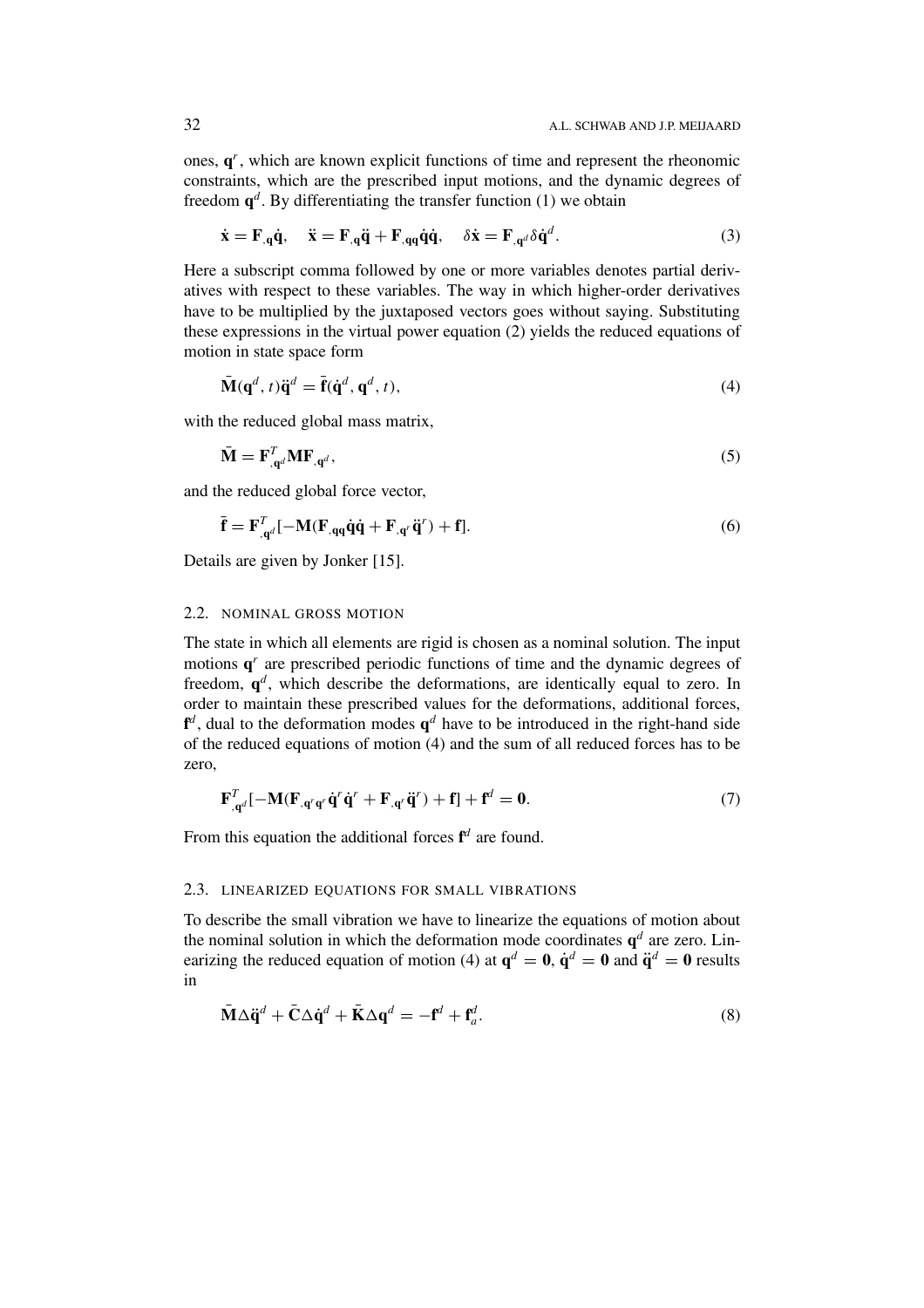ones, $\mathbf{q}^r$, which are known explicit functions of time and represent the rheonomic constraints, which are the prescribed input motions, and the dynamic degrees of freedom $\mathbf{q}^d$. By differentiating the transfer function (1) we obtain

$$\dot{\mathbf{x}} = \mathbf{F}_{,\mathbf{q}}\dot{\mathbf{q}}, \quad \ddot{\mathbf{x}} = \mathbf{F}_{,\mathbf{q}}\ddot{\mathbf{q}} + \mathbf{F}_{,\mathbf{qq}}\dot{\mathbf{q}}\dot{\mathbf{q}}, \quad \delta\dot{\mathbf{x}} = \mathbf{F}_{,\mathbf{q}^d}\delta\dot{\mathbf{q}}^d. \tag{3}$$

Here a subscript comma followed by one or more variables denotes partial derivatives with respect to these variables. The way in which higher-order derivatives have to be multiplied by the juxtaposed vectors goes without saying. Substituting these expressions in the virtual power equation (2) yields the reduced equations of motion in state space form

$$\bar{\mathbf{M}}(\mathbf{q}^d, t)\ddot{\mathbf{q}}^d = \bar{\mathbf{f}}(\dot{\mathbf{q}}^d, \mathbf{q}^d, t), \tag{4}$$

with the reduced global mass matrix,

$$\bar{\mathbf{M}} = \mathbf{F}^T_{,\mathbf{q}^d}\mathbf{M}\mathbf{F}_{,\mathbf{q}^d}, \tag{5}$$

and the reduced global force vector,

$$\bar{\mathbf{f}} = \mathbf{F}^T_{,\mathbf{q}^d}[-\mathbf{M}(\mathbf{F}_{,\mathbf{qq}}\dot{\mathbf{q}}\dot{\mathbf{q}} + \mathbf{F}_{,\mathbf{q}^r}\ddot{\mathbf{q}}^r) + \mathbf{f}]. \tag{6}$$

Details are given by Jonker [15].

### 2.2. Nominal Gross Motion

The state in which all elements are rigid is chosen as a nominal solution. The input motions $\mathbf{q}^r$ are prescribed periodic functions of time and the dynamic degrees of freedom, $\mathbf{q}^d$, which describe the deformations, are identically equal to zero. In order to maintain these prescribed values for the deformations, additional forces, $\mathbf{f}^d$, dual to the deformation modes $\mathbf{q}^d$ have to be introduced in the right-hand side of the reduced equations of motion (4) and the sum of all reduced forces has to be zero,

$$\mathbf{F}^T_{,\mathbf{q}^d}[-\mathbf{M}(\mathbf{F}_{,\mathbf{q}^r\mathbf{q}^r}\dot{\mathbf{q}}^r\dot{\mathbf{q}}^r + \mathbf{F}_{,\mathbf{q}^r}\ddot{\mathbf{q}}^r) + \mathbf{f}] + \mathbf{f}^d = \mathbf{0}. \tag{7}$$

From this equation the additional forces $\mathbf{f}^d$ are found.

### 2.3. Linearized Equations for Small Vibrations

To describe the small vibration we have to linearize the equations of motion about the nominal solution in which the deformation mode coordinates $\mathbf{q}^d$ are zero. Linearizing the reduced equation of motion (4) at $\mathbf{q}^d = \mathbf{0}$, $\dot{\mathbf{q}}^d = \mathbf{0}$ and $\ddot{\mathbf{q}}^d = \mathbf{0}$ results in

$$\bar{\mathbf{M}}\Delta\ddot{\mathbf{q}}^d + \bar{\mathbf{C}}\Delta\dot{\mathbf{q}}^d + \bar{\mathbf{K}}\Delta\mathbf{q}^d = -\mathbf{f}^d + \mathbf{f}^d_a. \tag{8}$$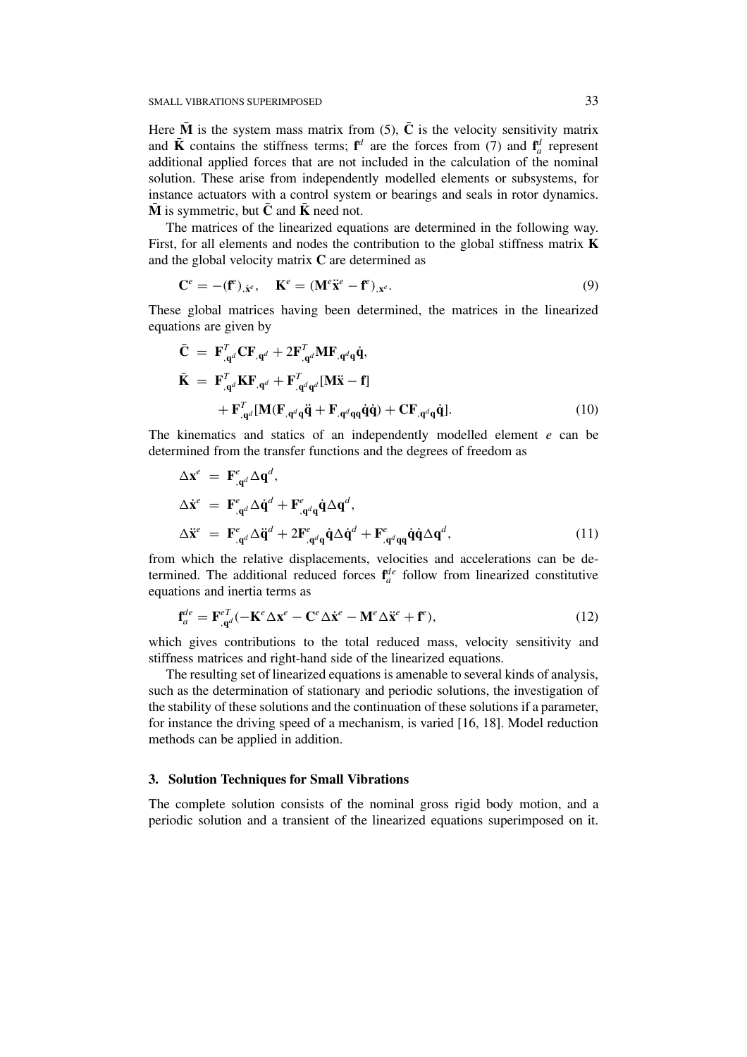Here $\bar{\mathbf{M}}$ is the system mass matrix from (5), $\bar{\mathbf{C}}$ is the velocity sensitivity matrix and $\bar{\mathbf{K}}$ contains the stiffness terms; $\mathbf{f}^d$ are the forces from (7) and $\mathbf{f}_a^d$ represent additional applied forces that are not included in the calculation of the nominal solution. These arise from independently modelled elements or subsystems, for instance actuators with a control system or bearings and seals in rotor dynamics. $\bar{\mathbf{M}}$ is symmetric, but $\bar{\mathbf{C}}$ and $\bar{\mathbf{K}}$ need not.

The matrices of the linearized equations are determined in the following way. First, for all elements and nodes the contribution to the global stiffness matrix $\mathbf{K}$ and the global velocity matrix $\mathbf{C}$ are determined as

$$\mathbf{C}^e = -(\mathbf{f}^e)_{,\dot{\mathbf{x}}^e}, \quad \mathbf{K}^e = (\mathbf{M}^e\ddot{\mathbf{x}}^e - \mathbf{f}^e)_{,\mathbf{x}^e}. \tag{9}$$

These global matrices having been determined, the matrices in the linearized equations are given by

$$\begin{aligned}
\bar{\mathbf{C}} &= \mathbf{F}^T_{,\mathbf{q}^d}\mathbf{C}\mathbf{F}_{,\mathbf{q}^d} + 2\mathbf{F}^T_{,\mathbf{q}^d}\mathbf{M}\mathbf{F}_{,\mathbf{q}^d\mathbf{q}}\dot{\mathbf{q}}, \\
\bar{\mathbf{K}} &= \mathbf{F}^T_{,\mathbf{q}^d}\mathbf{K}\mathbf{F}_{,\mathbf{q}^d} + \mathbf{F}^T_{,\mathbf{q}^d\mathbf{q}^d}[\mathbf{M}\ddot{\mathbf{x}} - \mathbf{f}] \\
&\quad + \mathbf{F}^T_{,\mathbf{q}^d}[\mathbf{M}(\mathbf{F}_{,\mathbf{q}^d\mathbf{q}}\ddot{\mathbf{q}} + \mathbf{F}_{,\mathbf{q}^d\mathbf{q}\mathbf{q}}\dot{\mathbf{q}}\dot{\mathbf{q}}) + \mathbf{C}\mathbf{F}_{,\mathbf{q}^d\mathbf{q}}\dot{\mathbf{q}}].
\end{aligned} \tag{10}$$

The kinematics and statics of an independently modelled element $e$ can be determined from the transfer functions and the degrees of freedom as

$$\begin{aligned}
\Delta\mathbf{x}^e &= \mathbf{F}^e_{,\mathbf{q}^d}\Delta\mathbf{q}^d, \\
\Delta\dot{\mathbf{x}}^e &= \mathbf{F}^e_{,\mathbf{q}^d}\Delta\dot{\mathbf{q}}^d + \mathbf{F}^e_{,\mathbf{q}^d\mathbf{q}}\dot{\mathbf{q}}\Delta\mathbf{q}^d, \\
\Delta\ddot{\mathbf{x}}^e &= \mathbf{F}^e_{,\mathbf{q}^d}\Delta\ddot{\mathbf{q}}^d + 2\mathbf{F}^e_{,\mathbf{q}^d\mathbf{q}}\dot{\mathbf{q}}\Delta\dot{\mathbf{q}}^d + \mathbf{F}^e_{,\mathbf{q}^d\mathbf{q}\mathbf{q}}\dot{\mathbf{q}}\dot{\mathbf{q}}\Delta\mathbf{q}^d,
\end{aligned} \tag{11}$$

from which the additional displacements, velocities and accelerations can be determined. The additional reduced forces $\mathbf{f}_a^{de}$ follow from linearized constitutive equations and inertia terms as

$$\mathbf{f}_a^{de} = \mathbf{F}^{eT}_{,\mathbf{q}^d}(-\mathbf{K}^e\Delta\mathbf{x}^e - \mathbf{C}^e\Delta\dot{\mathbf{x}}^e - \mathbf{M}^e\Delta\ddot{\mathbf{x}}^e + \mathbf{f}^e), \tag{12}$$

which gives contributions to the total reduced mass, velocity sensitivity and stiffness matrices and right-hand side of the linearized equations.

The resulting set of linearized equations is amenable to several kinds of analysis, such as the determination of stationary and periodic solutions, the investigation of the stability of these solutions and the continuation of these solutions if a parameter, for instance the driving speed of a mechanism, is varied [16, 18]. Model reduction methods can be applied in addition.

## 3. Solution Techniques for Small Vibrations

The complete solution consists of the nominal gross rigid body motion, and a periodic solution and a transient of the linearized equations superimposed on it.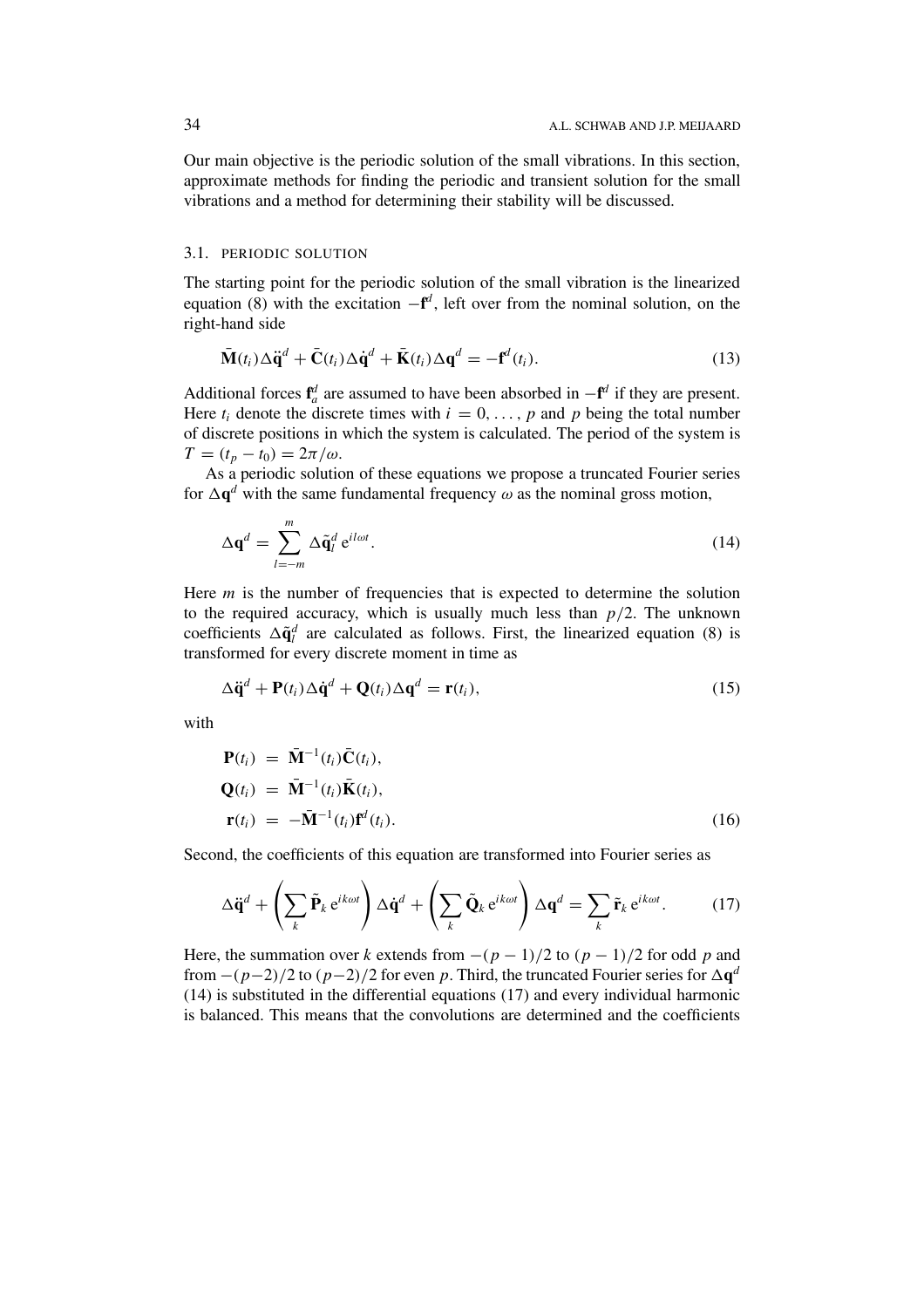Our main objective is the periodic solution of the small vibrations. In this section, approximate methods for finding the periodic and transient solution for the small vibrations and a method for determining their stability will be discussed.

### 3.1. PERIODIC SOLUTION

The starting point for the periodic solution of the small vibration is the linearized equation (8) with the excitation $-\mathbf{f}^d$, left over from the nominal solution, on the right-hand side

$$\bar{\mathbf{M}}(t_i)\Delta\ddot{\mathbf{q}}^d + \bar{\mathbf{C}}(t_i)\Delta\dot{\mathbf{q}}^d + \bar{\mathbf{K}}(t_i)\Delta\mathbf{q}^d = -\mathbf{f}^d(t_i). \tag{13}$$

Additional forces $\mathbf{f}_a^d$ are assumed to have been absorbed in $-\mathbf{f}^d$ if they are present. Here $t_i$ denote the discrete times with $i = 0, \ldots, p$ and $p$ being the total number of discrete positions in which the system is calculated. The period of the system is $T = (t_p - t_0) = 2\pi/\omega$.

As a periodic solution of these equations we propose a truncated Fourier series for $\Delta\mathbf{q}^d$ with the same fundamental frequency $\omega$ as the nominal gross motion,

$$\Delta\mathbf{q}^d = \sum_{l=-m}^{m} \Delta\tilde{\mathbf{q}}_l^d \, \mathrm{e}^{il\omega t}. \tag{14}$$

Here $m$ is the number of frequencies that is expected to determine the solution to the required accuracy, which is usually much less than $p/2$. The unknown coefficients $\Delta\tilde{\mathbf{q}}_l^d$ are calculated as follows. First, the linearized equation (8) is transformed for every discrete moment in time as

$$\Delta\ddot{\mathbf{q}}^d + \mathbf{P}(t_i)\Delta\dot{\mathbf{q}}^d + \mathbf{Q}(t_i)\Delta\mathbf{q}^d = \mathbf{r}(t_i), \tag{15}$$

with

$$\begin{aligned}
\mathbf{P}(t_i) &= \bar{\mathbf{M}}^{-1}(t_i)\bar{\mathbf{C}}(t_i), \\
\mathbf{Q}(t_i) &= \bar{\mathbf{M}}^{-1}(t_i)\bar{\mathbf{K}}(t_i), \\
\mathbf{r}(t_i) &= -\bar{\mathbf{M}}^{-1}(t_i)\mathbf{f}^d(t_i).
\end{aligned} \tag{16}$$

Second, the coefficients of this equation are transformed into Fourier series as

$$\Delta\ddot{\mathbf{q}}^d + \left(\sum_k \tilde{\mathbf{P}}_k \, \mathrm{e}^{ik\omega t}\right)\Delta\dot{\mathbf{q}}^d + \left(\sum_k \tilde{\mathbf{Q}}_k \, \mathrm{e}^{ik\omega t}\right)\Delta\mathbf{q}^d = \sum_k \tilde{\mathbf{r}}_k \, \mathrm{e}^{ik\omega t}. \tag{17}$$

Here, the summation over $k$ extends from $-(p-1)/2$ to $(p-1)/2$ for odd $p$ and from $-(p-2)/2$ to $(p-2)/2$ for even $p$. Third, the truncated Fourier series for $\Delta\mathbf{q}^d$ (14) is substituted in the differential equations (17) and every individual harmonic is balanced. This means that the convolutions are determined and the coefficients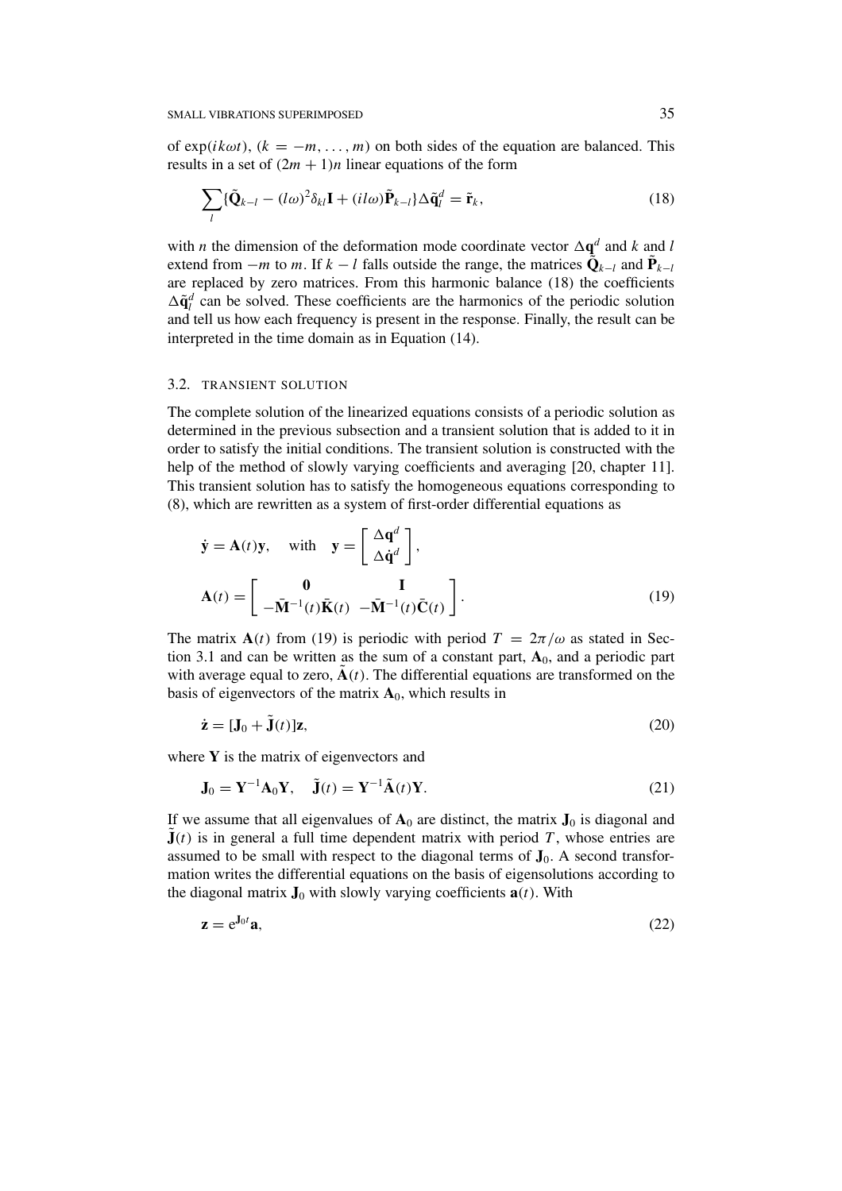of $\exp(ik\omega t)$, $(k = -m, \ldots, m)$ on both sides of the equation are balanced. This results in a set of $(2m+1)n$ linear equations of the form

$$\sum_l \{\tilde{\mathbf{Q}}_{k-l} - (l\omega)^2 \delta_{kl} \mathbf{I} + (il\omega)\tilde{\mathbf{P}}_{k-l}\} \Delta\tilde{\mathbf{q}}_l^d = \tilde{\mathbf{r}}_k, \tag{18}$$

with $n$ the dimension of the deformation mode coordinate vector $\Delta\mathbf{q}^d$ and $k$ and $l$ extend from $-m$ to $m$. If $k-l$ falls outside the range, the matrices $\tilde{\mathbf{Q}}_{k-l}$ and $\tilde{\mathbf{P}}_{k-l}$ are replaced by zero matrices. From this harmonic balance (18) the coefficients $\Delta\tilde{\mathbf{q}}_l^d$ can be solved. These coefficients are the harmonics of the periodic solution and tell us how each frequency is present in the response. Finally, the result can be interpreted in the time domain as in Equation (14).

### 3.2. TRANSIENT SOLUTION

The complete solution of the linearized equations consists of a periodic solution as determined in the previous subsection and a transient solution that is added to it in order to satisfy the initial conditions. The transient solution is constructed with the help of the method of slowly varying coefficients and averaging [20, chapter 11]. This transient solution has to satisfy the homogeneous equations corresponding to (8), which are rewritten as a system of first-order differential equations as

$$\dot{\mathbf{y}} = \mathbf{A}(t)\mathbf{y}, \quad \text{with} \quad \mathbf{y} = \begin{bmatrix} \Delta\mathbf{q}^d \\ \Delta\dot{\mathbf{q}}^d \end{bmatrix},$$

$$\mathbf{A}(t) = \begin{bmatrix} \mathbf{0} & \mathbf{I} \\ -\bar{\mathbf{M}}^{-1}(t)\bar{\mathbf{K}}(t) & -\bar{\mathbf{M}}^{-1}(t)\bar{\mathbf{C}}(t) \end{bmatrix}. \tag{19}$$

The matrix $\mathbf{A}(t)$ from (19) is periodic with period $T = 2\pi/\omega$ as stated in Section 3.1 and can be written as the sum of a constant part, $\mathbf{A}_0$, and a periodic part with average equal to zero, $\tilde{\mathbf{A}}(t)$. The differential equations are transformed on the basis of eigenvectors of the matrix $\mathbf{A}_0$, which results in

$$\dot{\mathbf{z}} = [\mathbf{J}_0 + \tilde{\mathbf{J}}(t)]\mathbf{z}, \tag{20}$$

where $\mathbf{Y}$ is the matrix of eigenvectors and

$$\mathbf{J}_0 = \mathbf{Y}^{-1}\mathbf{A}_0\mathbf{Y}, \quad \tilde{\mathbf{J}}(t) = \mathbf{Y}^{-1}\tilde{\mathbf{A}}(t)\mathbf{Y}. \tag{21}$$

If we assume that all eigenvalues of $\mathbf{A}_0$ are distinct, the matrix $\mathbf{J}_0$ is diagonal and $\tilde{\mathbf{J}}(t)$ is in general a full time dependent matrix with period $T$, whose entries are assumed to be small with respect to the diagonal terms of $\mathbf{J}_0$. A second transformation writes the differential equations on the basis of eigensolutions according to the diagonal matrix $\mathbf{J}_0$ with slowly varying coefficients $\mathbf{a}(t)$. With

$$\mathbf{z} = \mathrm{e}^{\mathbf{J}_0 t}\mathbf{a}, \tag{22}$$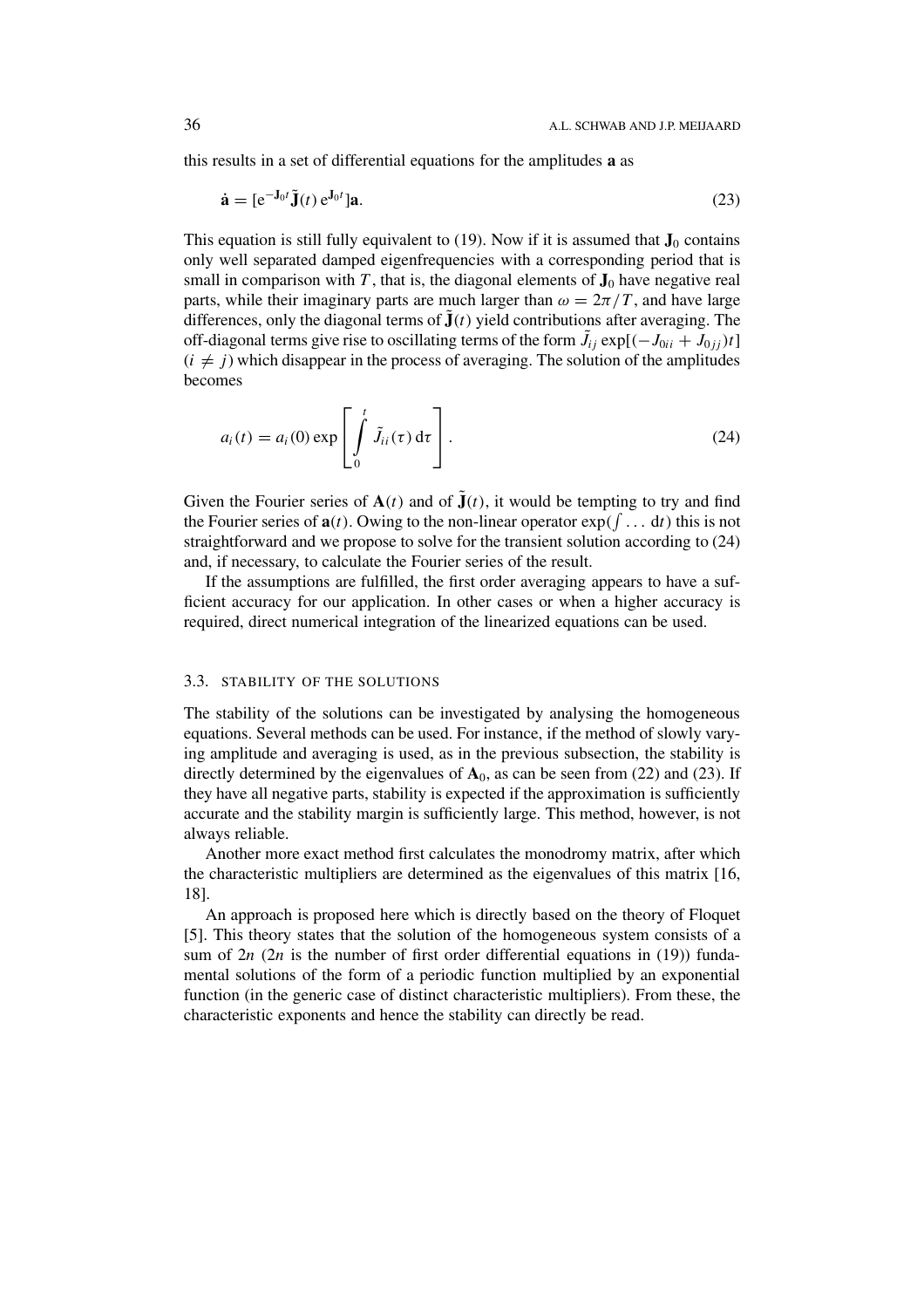this results in a set of differential equations for the amplitudes $\mathbf{a}$ as

$$\dot{\mathbf{a}} = [\mathrm{e}^{-\mathbf{J}_0 t} \tilde{\mathbf{J}}(t)\, \mathrm{e}^{\mathbf{J}_0 t}]\mathbf{a}. \tag{23}$$

This equation is still fully equivalent to (19). Now if it is assumed that $\mathbf{J}_0$ contains only well separated damped eigenfrequencies with a corresponding period that is small in comparison with $T$, that is, the diagonal elements of $\mathbf{J}_0$ have negative real parts, while their imaginary parts are much larger than $\omega = 2\pi/T$, and have large differences, only the diagonal terms of $\tilde{\mathbf{J}}(t)$ yield contributions after averaging. The off-diagonal terms give rise to oscillating terms of the form $\tilde{J}_{ij} \exp[(-J_{0ii} + J_{0jj})t]$ $(i \neq j)$ which disappear in the process of averaging. The solution of the amplitudes becomes

$$a_i(t) = a_i(0) \exp\left[\int_0^t \tilde{J}_{ii}(\tau)\,\mathrm{d}\tau\right]. \tag{24}$$

Given the Fourier series of $\mathbf{A}(t)$ and of $\tilde{\mathbf{J}}(t)$, it would be tempting to try and find the Fourier series of $\mathbf{a}(t)$. Owing to the non-linear operator $\exp(\int \ldots \mathrm{d}t)$ this is not straightforward and we propose to solve for the transient solution according to (24) and, if necessary, to calculate the Fourier series of the result.

If the assumptions are fulfilled, the first order averaging appears to have a sufficient accuracy for our application. In other cases or when a higher accuracy is required, direct numerical integration of the linearized equations can be used.

### 3.3. STABILITY OF THE SOLUTIONS

The stability of the solutions can be investigated by analysing the homogeneous equations. Several methods can be used. For instance, if the method of slowly varying amplitude and averaging is used, as in the previous subsection, the stability is directly determined by the eigenvalues of $\mathbf{A}_0$, as can be seen from (22) and (23). If they have all negative parts, stability is expected if the approximation is sufficiently accurate and the stability margin is sufficiently large. This method, however, is not always reliable.

Another more exact method first calculates the monodromy matrix, after which the characteristic multipliers are determined as the eigenvalues of this matrix [16, 18].

An approach is proposed here which is directly based on the theory of Floquet [5]. This theory states that the solution of the homogeneous system consists of a sum of $2n$ ($2n$ is the number of first order differential equations in (19)) fundamental solutions of the form of a periodic function multiplied by an exponential function (in the generic case of distinct characteristic multipliers). From these, the characteristic exponents and hence the stability can directly be read.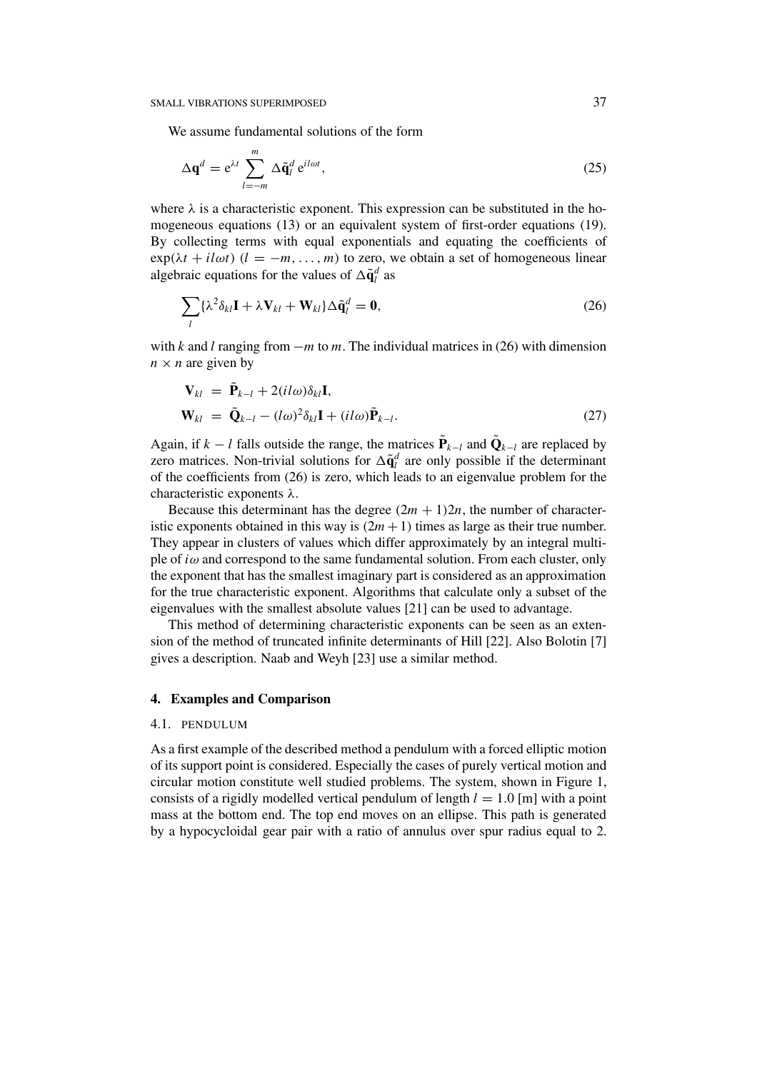We assume fundamental solutions of the form

$$\Delta \mathbf{q}^d = \mathrm{e}^{\lambda t} \sum_{l=-m}^{m} \Delta \tilde{\mathbf{q}}_l^d \, \mathrm{e}^{il\omega t}, \tag{25}$$

where $\lambda$ is a characteristic exponent. This expression can be substituted in the homogeneous equations (13) or an equivalent system of first-order equations (19). By collecting terms with equal exponentials and equating the coefficients of $\exp(\lambda t + il\omega t)$ $(l = -m, \ldots, m)$ to zero, we obtain a set of homogeneous linear algebraic equations for the values of $\Delta \tilde{\mathbf{q}}_l^d$ as

$$\sum_l \{\lambda^2 \delta_{kl} \mathbf{I} + \lambda \mathbf{V}_{kl} + \mathbf{W}_{kl}\} \Delta \tilde{\mathbf{q}}_l^d = \mathbf{0}, \tag{26}$$

with $k$ and $l$ ranging from $-m$ to $m$. The individual matrices in (26) with dimension $n \times n$ are given by

$$\begin{aligned}
\mathbf{V}_{kl} &= \tilde{\mathbf{P}}_{k-l} + 2(il\omega)\delta_{kl}\mathbf{I}, \\
\mathbf{W}_{kl} &= \tilde{\mathbf{Q}}_{k-l} - (l\omega)^2 \delta_{kl}\mathbf{I} + (il\omega)\tilde{\mathbf{P}}_{k-l}.
\end{aligned} \tag{27}$$

Again, if $k - l$ falls outside the range, the matrices $\tilde{\mathbf{P}}_{k-l}$ and $\tilde{\mathbf{Q}}_{k-l}$ are replaced by zero matrices. Non-trivial solutions for $\Delta \tilde{\mathbf{q}}_l^d$ are only possible if the determinant of the coefficients from (26) is zero, which leads to an eigenvalue problem for the characteristic exponents $\lambda$.

Because this determinant has the degree $(2m + 1)2n$, the number of characteristic exponents obtained in this way is $(2m + 1)$ times as large as their true number. They appear in clusters of values which differ approximately by an integral multiple of $i\omega$ and correspond to the same fundamental solution. From each cluster, only the exponent that has the smallest imaginary part is considered as an approximation for the true characteristic exponent. Algorithms that calculate only a subset of the eigenvalues with the smallest absolute values [21] can be used to advantage.

This method of determining characteristic exponents can be seen as an extension of the method of truncated infinite determinants of Hill [22]. Also Bolotin [7] gives a description. Naab and Weyh [23] use a similar method.

## 4. Examples and Comparison

### 4.1. PENDULUM

As a first example of the described method a pendulum with a forced elliptic motion of its support point is considered. Especially the cases of purely vertical motion and circular motion constitute well studied problems. The system, shown in Figure 1, consists of a rigidly modelled vertical pendulum of length $l = 1.0$ [m] with a point mass at the bottom end. The top end moves on an ellipse. This path is generated by a hypocycloidal gear pair with a ratio of annulus over spur radius equal to 2.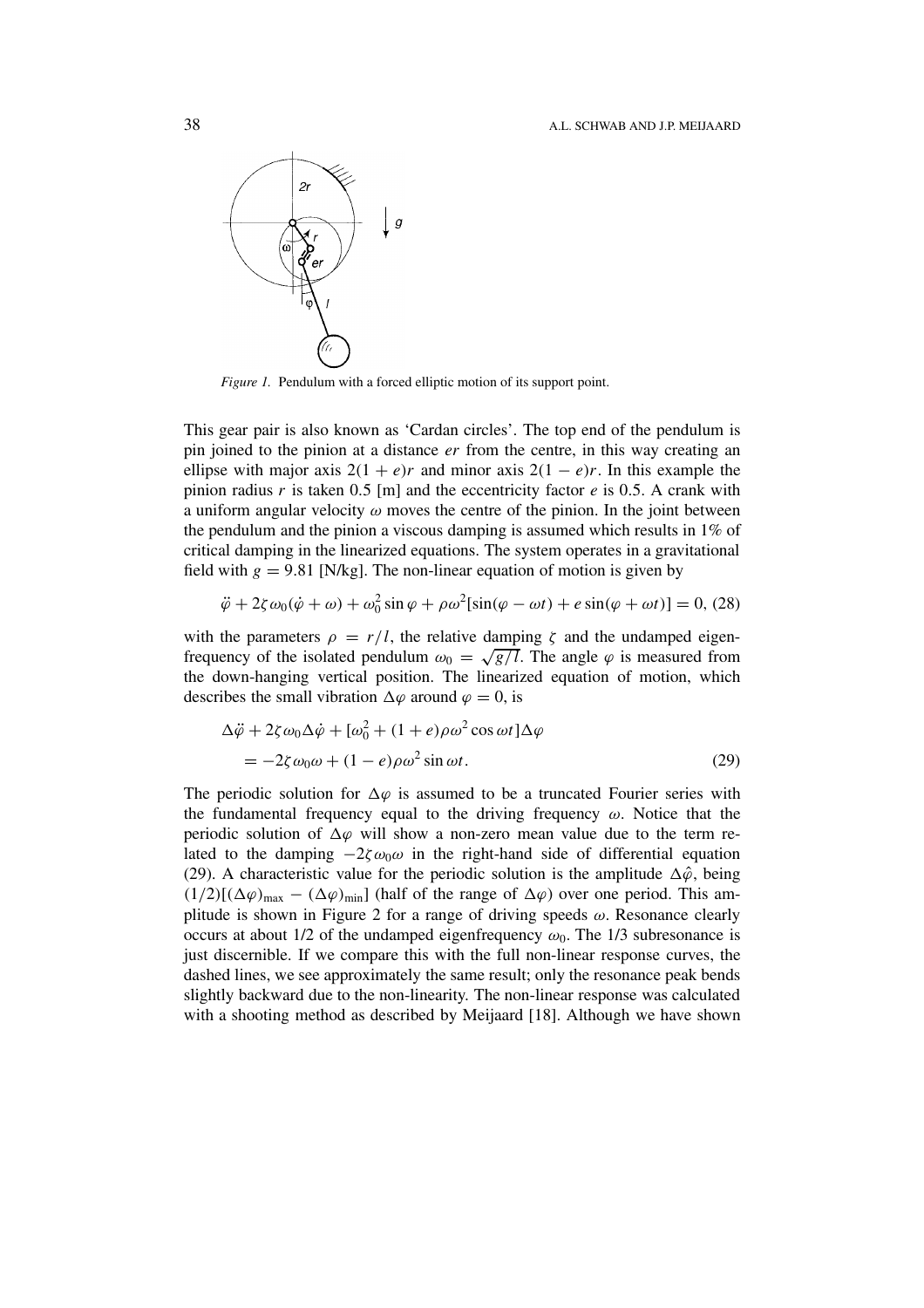*Figure 1.* Pendulum with a forced elliptic motion of its support point.

This gear pair is also known as 'Cardan circles'. The top end of the pendulum is pin joined to the pinion at a distance $er$ from the centre, in this way creating an ellipse with major axis $2(1+e)r$ and minor axis $2(1-e)r$. In this example the pinion radius $r$ is taken 0.5 [m] and the eccentricity factor $e$ is 0.5. A crank with a uniform angular velocity $\omega$ moves the centre of the pinion. In the joint between the pendulum and the pinion a viscous damping is assumed which results in 1% of critical damping in the linearized equations. The system operates in a gravitational field with $g = 9.81$ [N/kg]. The non-linear equation of motion is given by

$$\ddot{\varphi} + 2\zeta\omega_0(\dot{\varphi} + \omega) + \omega_0^2 \sin\varphi + \rho\omega^2[\sin(\varphi - \omega t) + e\sin(\varphi + \omega t)] = 0, \quad (28)$$

with the parameters $\rho = r/l$, the relative damping $\zeta$ and the undamped eigenfrequency of the isolated pendulum $\omega_0 = \sqrt{g/l}$. The angle $\varphi$ is measured from the down-hanging vertical position. The linearized equation of motion, which describes the small vibration $\Delta\varphi$ around $\varphi = 0$, is

$$\Delta\ddot{\varphi} + 2\zeta\omega_0\Delta\dot{\varphi} + [\omega_0^2 + (1+e)\rho\omega^2\cos\omega t]\Delta\varphi$$
$$= -2\zeta\omega_0\omega + (1-e)\rho\omega^2\sin\omega t. \quad (29)$$

The periodic solution for $\Delta\varphi$ is assumed to be a truncated Fourier series with the fundamental frequency equal to the driving frequency $\omega$. Notice that the periodic solution of $\Delta\varphi$ will show a non-zero mean value due to the term related to the damping $-2\zeta\omega_0\omega$ in the right-hand side of differential equation (29). A characteristic value for the periodic solution is the amplitude $\Delta\hat{\varphi}$, being $(1/2)[(\Delta\varphi)_{\max} - (\Delta\varphi)_{\min}]$ (half of the range of $\Delta\varphi$) over one period. This amplitude is shown in Figure 2 for a range of driving speeds $\omega$. Resonance clearly occurs at about 1/2 of the undamped eigenfrequency $\omega_0$. The 1/3 subresonance is just discernible. If we compare this with the full non-linear response curves, the dashed lines, we see approximately the same result; only the resonance peak bends slightly backward due to the non-linearity. The non-linear response was calculated with a shooting method as described by Meijaard [18]. Although we have shown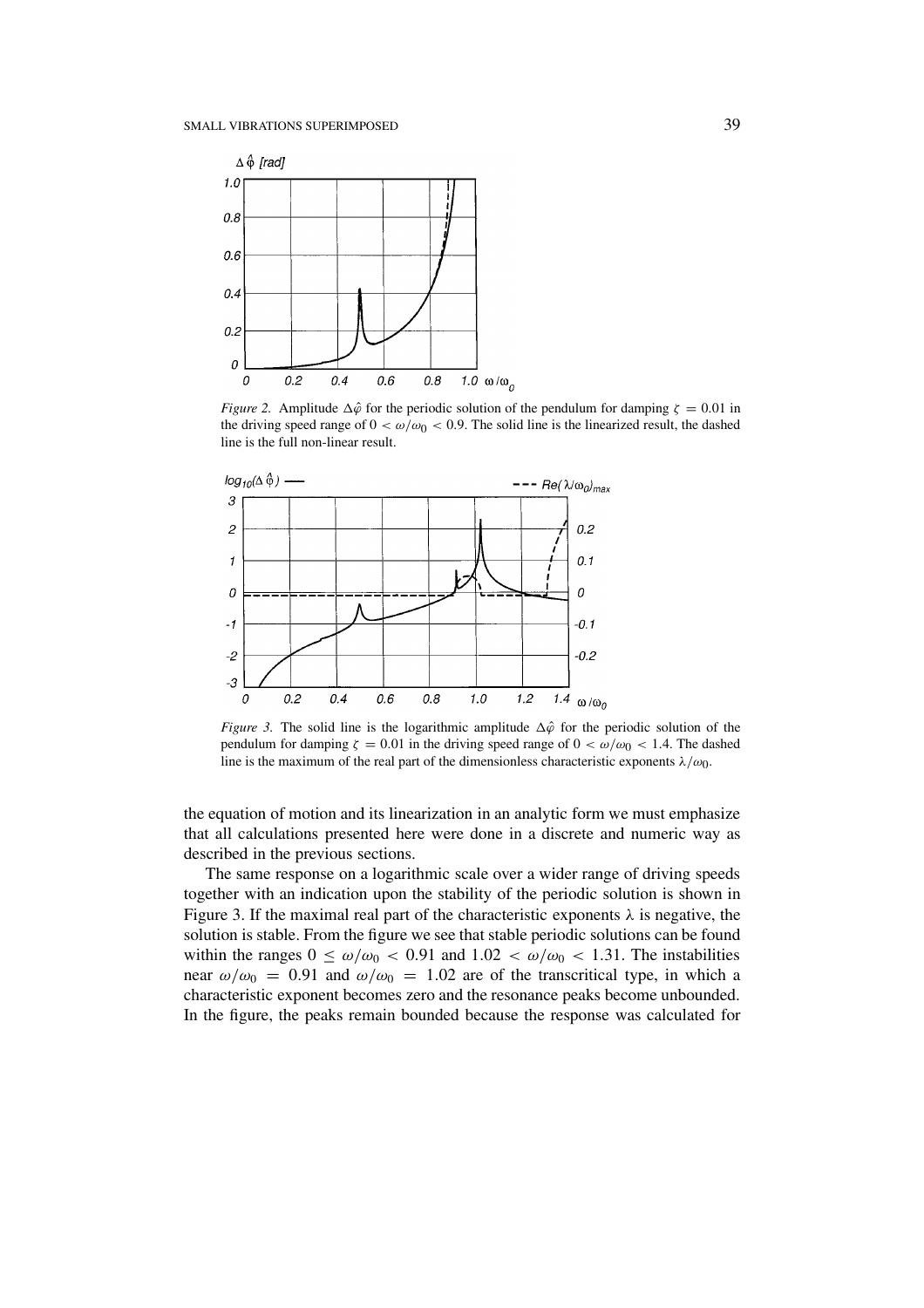*Figure 2.* Amplitude $\Delta\hat{\varphi}$ for the periodic solution of the pendulum for damping $\zeta = 0.01$ in the driving speed range of $0 < \omega/\omega_0 < 0.9$. The solid line is the linearized result, the dashed line is the full non-linear result.

*Figure 3.* The solid line is the logarithmic amplitude $\Delta\hat{\varphi}$ for the periodic solution of the pendulum for damping $\zeta = 0.01$ in the driving speed range of $0 < \omega/\omega_0 < 1.4$. The dashed line is the maximum of the real part of the dimensionless characteristic exponents $\lambda/\omega_0$.

the equation of motion and its linearization in an analytic form we must emphasize that all calculations presented here were done in a discrete and numeric way as described in the previous sections.

The same response on a logarithmic scale over a wider range of driving speeds together with an indication upon the stability of the periodic solution is shown in Figure 3. If the maximal real part of the characteristic exponents $\lambda$ is negative, the solution is stable. From the figure we see that stable periodic solutions can be found within the ranges $0 \leq \omega/\omega_0 < 0.91$ and $1.02 < \omega/\omega_0 < 1.31$. The instabilities near $\omega/\omega_0 = 0.91$ and $\omega/\omega_0 = 1.02$ are of the transcritical type, in which a characteristic exponent becomes zero and the resonance peaks become unbounded. In the figure, the peaks remain bounded because the response was calculated for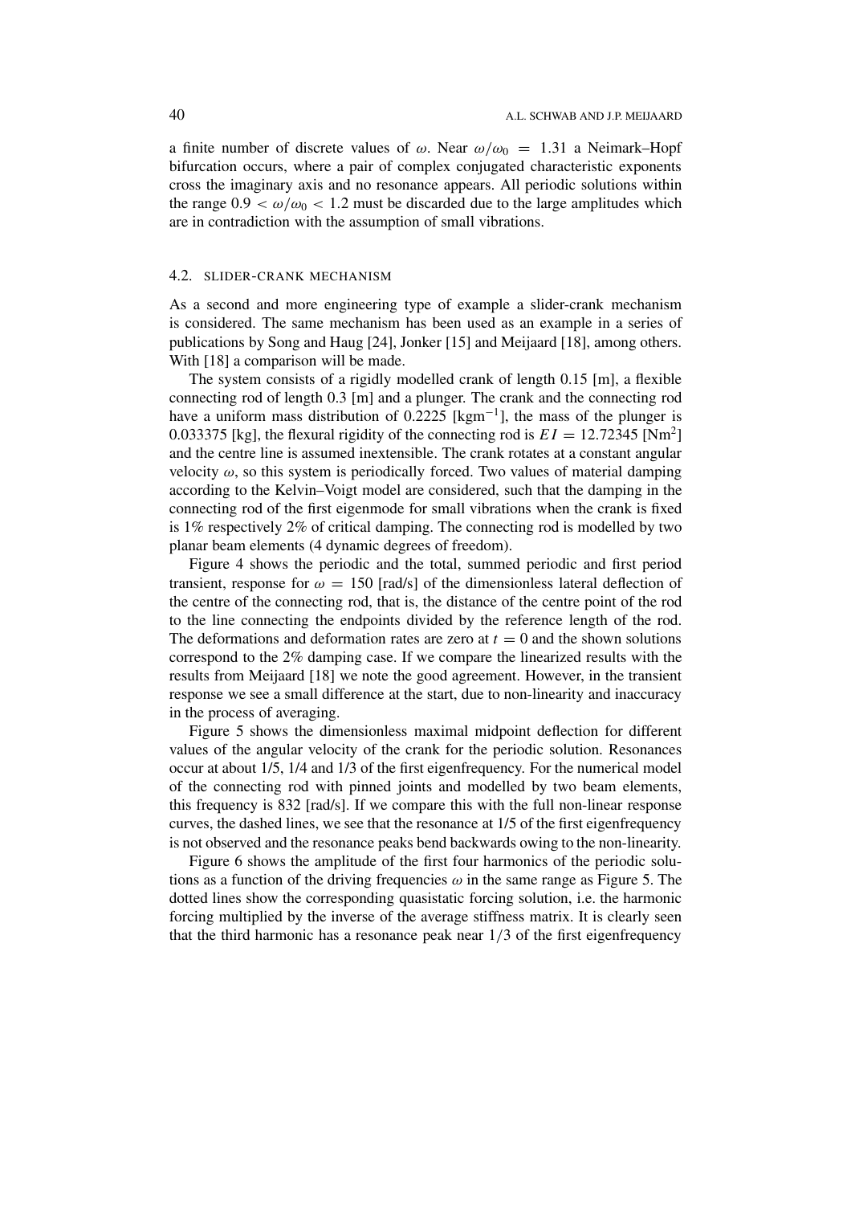a finite number of discrete values of $\omega$. Near $\omega/\omega_0 = 1.31$ a Neimark–Hopf bifurcation occurs, where a pair of complex conjugated characteristic exponents cross the imaginary axis and no resonance appears. All periodic solutions within the range $0.9 < \omega/\omega_0 < 1.2$ must be discarded due to the large amplitudes which are in contradiction with the assumption of small vibrations.

### 4.2. SLIDER-CRANK MECHANISM

As a second and more engineering type of example a slider-crank mechanism is considered. The same mechanism has been used as an example in a series of publications by Song and Haug [24], Jonker [15] and Meijaard [18], among others. With [18] a comparison will be made.

The system consists of a rigidly modelled crank of length 0.15 [m], a flexible connecting rod of length 0.3 [m] and a plunger. The crank and the connecting rod have a uniform mass distribution of 0.2225 [$\mathrm{kgm}^{-1}$], the mass of the plunger is 0.033375 [kg], the flexural rigidity of the connecting rod is $EI = 12.72345$ [$\mathrm{Nm}^2$] and the centre line is assumed inextensible. The crank rotates at a constant angular velocity $\omega$, so this system is periodically forced. Two values of material damping according to the Kelvin–Voigt model are considered, such that the damping in the connecting rod of the first eigenmode for small vibrations when the crank is fixed is 1% respectively 2% of critical damping. The connecting rod is modelled by two planar beam elements (4 dynamic degrees of freedom).

Figure 4 shows the periodic and the total, summed periodic and first period transient, response for $\omega = 150$ [rad/s] of the dimensionless lateral deflection of the centre of the connecting rod, that is, the distance of the centre point of the rod to the line connecting the endpoints divided by the reference length of the rod. The deformations and deformation rates are zero at $t = 0$ and the shown solutions correspond to the 2% damping case. If we compare the linearized results with the results from Meijaard [18] we note the good agreement. However, in the transient response we see a small difference at the start, due to non-linearity and inaccuracy in the process of averaging.

Figure 5 shows the dimensionless maximal midpoint deflection for different values of the angular velocity of the crank for the periodic solution. Resonances occur at about 1/5, 1/4 and 1/3 of the first eigenfrequency. For the numerical model of the connecting rod with pinned joints and modelled by two beam elements, this frequency is 832 [rad/s]. If we compare this with the full non-linear response curves, the dashed lines, we see that the resonance at 1/5 of the first eigenfrequency is not observed and the resonance peaks bend backwards owing to the non-linearity.

Figure 6 shows the amplitude of the first four harmonics of the periodic solutions as a function of the driving frequencies $\omega$ in the same range as Figure 5. The dotted lines show the corresponding quasistatic forcing solution, i.e. the harmonic forcing multiplied by the inverse of the average stiffness matrix. It is clearly seen that the third harmonic has a resonance peak near $1/3$ of the first eigenfrequency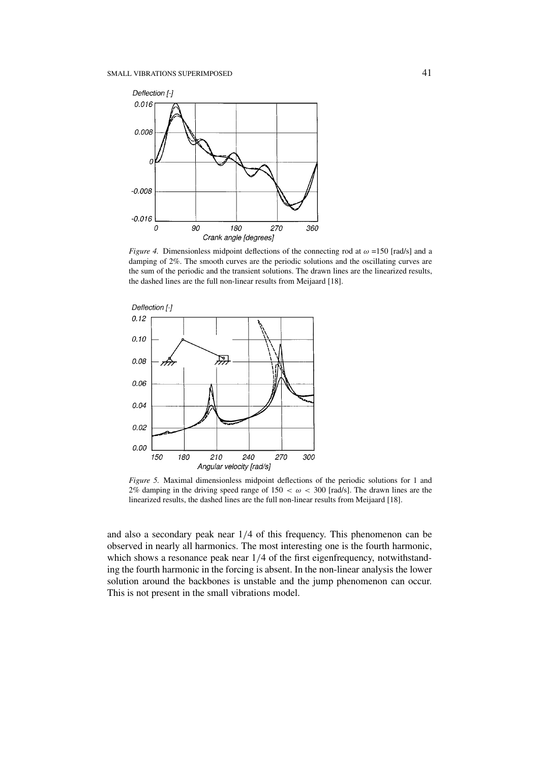*Figure 4.* Dimensionless midpoint deflections of the connecting rod at $\omega$ =150 [rad/s] and a damping of 2%. The smooth curves are the periodic solutions and the oscillating curves are the sum of the periodic and the transient solutions. The drawn lines are the linearized results, the dashed lines are the full non-linear results from Meijaard [18].

*Figure 5.* Maximal dimensionless midpoint deflections of the periodic solutions for 1 and 2% damping in the driving speed range of $150 < \omega < 300$ [rad/s]. The drawn lines are the linearized results, the dashed lines are the full non-linear results from Meijaard [18].

and also a secondary peak near 1/4 of this frequency. This phenomenon can be observed in nearly all harmonics. The most interesting one is the fourth harmonic, which shows a resonance peak near 1/4 of the first eigenfrequency, notwithstanding the fourth harmonic in the forcing is absent. In the non-linear analysis the lower solution around the backbones is unstable and the jump phenomenon can occur. This is not present in the small vibrations model.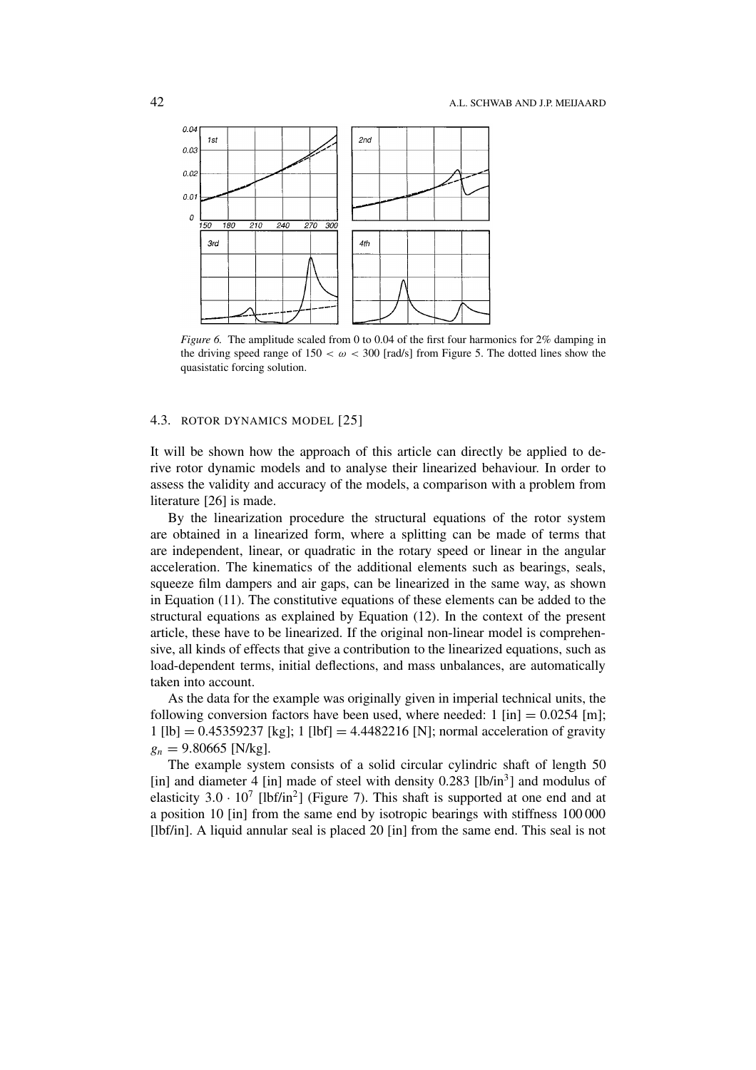*Figure 6.* The amplitude scaled from 0 to 0.04 of the first four harmonics for 2% damping in the driving speed range of $150 < \omega < 300$ [rad/s] from Figure 5. The dotted lines show the quasistatic forcing solution.

### 4.3. ROTOR DYNAMICS MODEL [25]

It will be shown how the approach of this article can directly be applied to derive rotor dynamic models and to analyse their linearized behaviour. In order to assess the validity and accuracy of the models, a comparison with a problem from literature [26] is made.

By the linearization procedure the structural equations of the rotor system are obtained in a linearized form, where a splitting can be made of terms that are independent, linear, or quadratic in the rotary speed or linear in the angular acceleration. The kinematics of the additional elements such as bearings, seals, squeeze film dampers and air gaps, can be linearized in the same way, as shown in Equation (11). The constitutive equations of these elements can be added to the structural equations as explained by Equation (12). In the context of the present article, these have to be linearized. If the original non-linear model is comprehensive, all kinds of effects that give a contribution to the linearized equations, such as load-dependent terms, initial deflections, and mass unbalances, are automatically taken into account.

As the data for the example was originally given in imperial technical units, the following conversion factors have been used, where needed: 1 [in] = 0.0254 [m]; 1 [lb] = 0.45359237 [kg]; 1 [lbf] = 4.4482216 [N]; normal acceleration of gravity $g_n = 9.80665$ [N/kg].

The example system consists of a solid circular cylindric shaft of length 50 [in] and diameter 4 [in] made of steel with density 0.283 [lb/in$^3$] and modulus of elasticity $3.0 \cdot 10^7$ [lbf/in$^2$] (Figure 7). This shaft is supported at one end and at a position 10 [in] from the same end by isotropic bearings with stiffness 100 000 [lbf/in]. A liquid annular seal is placed 20 [in] from the same end. This seal is not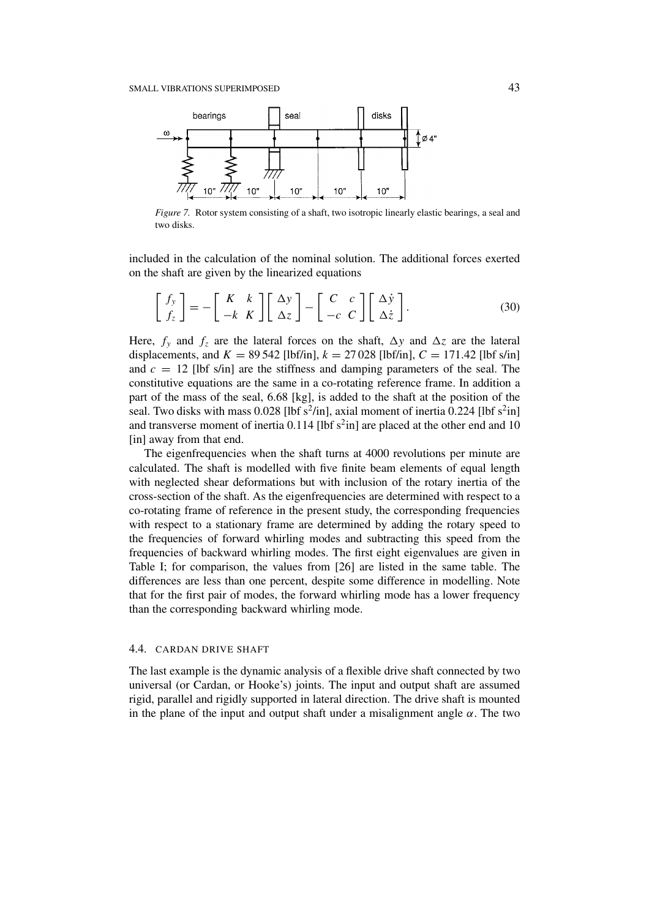*Figure 7.* Rotor system consisting of a shaft, two isotropic linearly elastic bearings, a seal and two disks.

included in the calculation of the nominal solution. The additional forces exerted on the shaft are given by the linearized equations

$$\begin{bmatrix} f_y \\ f_z \end{bmatrix} = - \begin{bmatrix} K & k \\ -k & K \end{bmatrix} \begin{bmatrix} \Delta y \\ \Delta z \end{bmatrix} - \begin{bmatrix} C & c \\ -c & C \end{bmatrix} \begin{bmatrix} \Delta \dot{y} \\ \Delta \dot{z} \end{bmatrix}. \tag{30}$$

Here, $f_y$ and $f_z$ are the lateral forces on the shaft, $\Delta y$ and $\Delta z$ are the lateral displacements, and $K = 89\,542$ [lbf/in], $k = 27\,028$ [lbf/in], $C = 171.42$ [lbf s/in] and $c = 12$ [lbf s/in] are the stiffness and damping parameters of the seal. The constitutive equations are the same in a co-rotating reference frame. In addition a part of the mass of the seal, 6.68 [kg], is added to the shaft at the position of the seal. Two disks with mass 0.028 [lbf s$^2$/in], axial moment of inertia 0.224 [lbf s$^2$in] and transverse moment of inertia 0.114 [lbf s$^2$in] are placed at the other end and 10 [in] away from that end.

The eigenfrequencies when the shaft turns at 4000 revolutions per minute are calculated. The shaft is modelled with five finite beam elements of equal length with neglected shear deformations but with inclusion of the rotary inertia of the cross-section of the shaft. As the eigenfrequencies are determined with respect to a co-rotating frame of reference in the present study, the corresponding frequencies with respect to a stationary frame are determined by adding the rotary speed to the frequencies of forward whirling modes and subtracting this speed from the frequencies of backward whirling modes. The first eight eigenvalues are given in Table I; for comparison, the values from [26] are listed in the same table. The differences are less than one percent, despite some difference in modelling. Note that for the first pair of modes, the forward whirling mode has a lower frequency than the corresponding backward whirling mode.

### 4.4. CARDAN DRIVE SHAFT

The last example is the dynamic analysis of a flexible drive shaft connected by two universal (or Cardan, or Hooke's) joints. The input and output shaft are assumed rigid, parallel and rigidly supported in lateral direction. The drive shaft is mounted in the plane of the input and output shaft under a misalignment angle $\alpha$. The two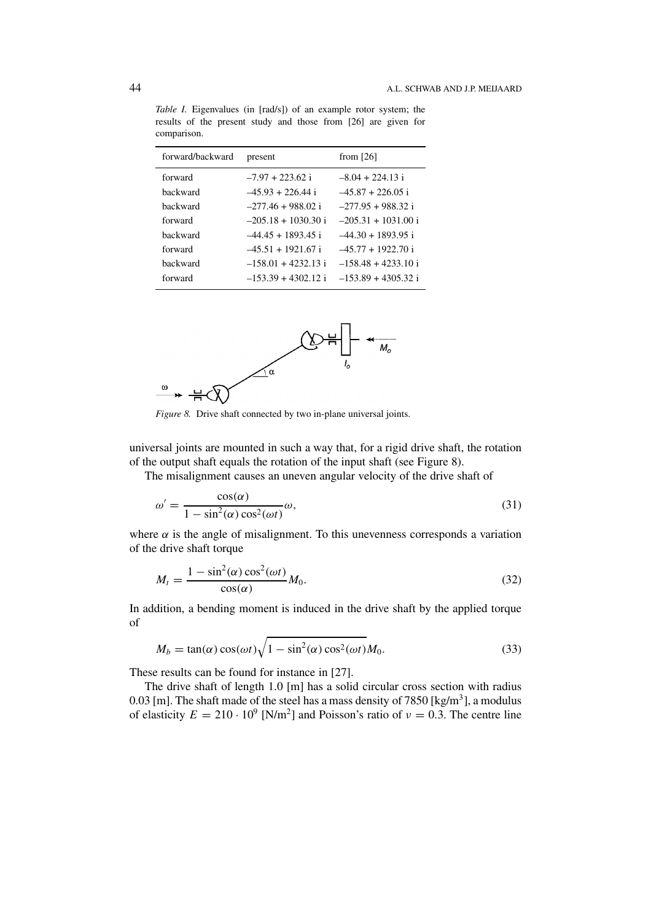*Table I.* Eigenvalues (in [rad/s]) of an example rotor system; the results of the present study and those from [26] are given for comparison.

| forward/backward | present | from [26] |
|---|---|---|
| forward | –7.97 + 223.62 i | –8.04 + 224.13 i |
| backward | –45.93 + 226.44 i | –45.87 + 226.05 i |
| backward | –277.46 + 988.02 i | –277.95 + 988.32 i |
| forward | –205.18 + 1030.30 i | –205.31 + 1031.00 i |
| backward | –44.45 + 1893.45 i | –44.30 + 1893.95 i |
| forward | –45.51 + 1921.67 i | –45.77 + 1922.70 i |
| backward | –158.01 + 4232.13 i | –158.48 + 4233.10 i |
| forward | –153.39 + 4302.12 i | –153.89 + 4305.32 i |

*Figure 8.* Drive shaft connected by two in-plane universal joints.

universal joints are mounted in such a way that, for a rigid drive shaft, the rotation of the output shaft equals the rotation of the input shaft (see Figure 8).

The misalignment causes an uneven angular velocity of the drive shaft of

$$\omega' = \frac{\cos(\alpha)}{1 - \sin^2(\alpha)\cos^2(\omega t)}\omega, \tag{31}$$

where $\alpha$ is the angle of misalignment. To this unevenness corresponds a variation of the drive shaft torque

$$M_t = \frac{1 - \sin^2(\alpha)\cos^2(\omega t)}{\cos(\alpha)} M_0. \tag{32}$$

In addition, a bending moment is induced in the drive shaft by the applied torque of

$$M_b = \tan(\alpha)\cos(\omega t)\sqrt{1 - \sin^2(\alpha)\cos^2(\omega t)}M_0. \tag{33}$$

These results can be found for instance in [27].

The drive shaft of length 1.0 [m] has a solid circular cross section with radius 0.03 [m]. The shaft made of the steel has a mass density of 7850 [kg/m$^3$], a modulus of elasticity $E = 210 \cdot 10^9$ [N/m$^2$] and Poisson's ratio of $\nu = 0.3$. The centre line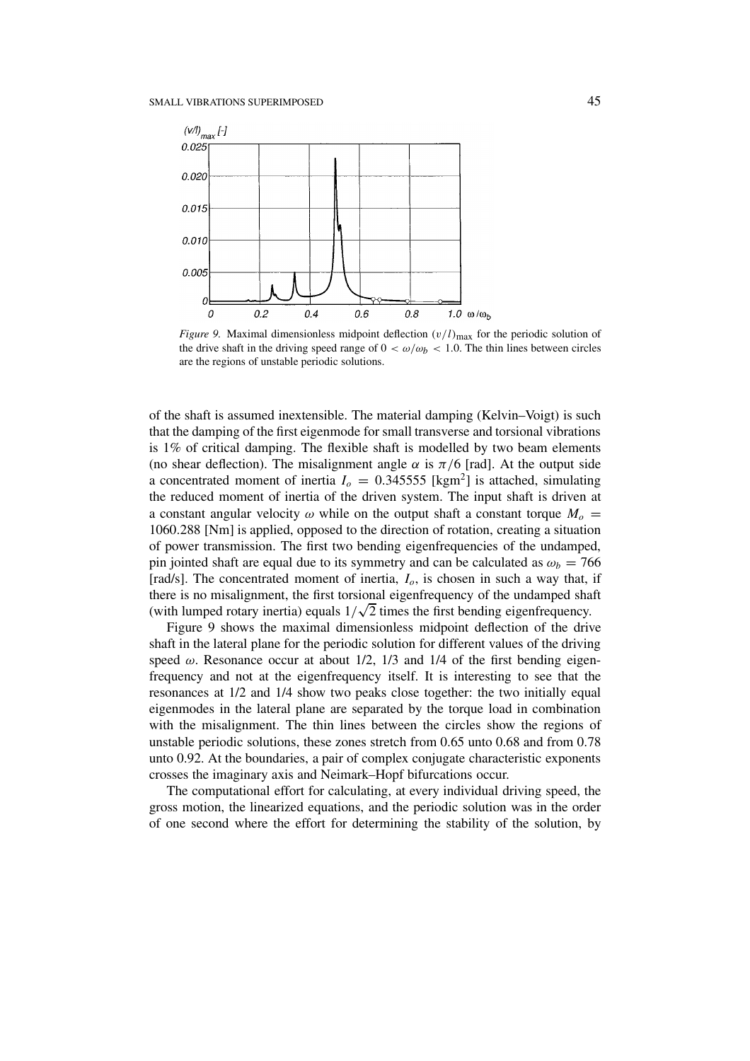*Figure 9.* Maximal dimensionless midpoint deflection $(v/l)_{\max}$ for the periodic solution of the drive shaft in the driving speed range of $0 < \omega/\omega_b < 1.0$. The thin lines between circles are the regions of unstable periodic solutions.

of the shaft is assumed inextensible. The material damping (Kelvin–Voigt) is such that the damping of the first eigenmode for small transverse and torsional vibrations is 1% of critical damping. The flexible shaft is modelled by two beam elements (no shear deflection). The misalignment angle $\alpha$ is $\pi/6$ [rad]. At the output side a concentrated moment of inertia $I_o = 0.345555$ [kgm$^2$] is attached, simulating the reduced moment of inertia of the driven system. The input shaft is driven at a constant angular velocity $\omega$ while on the output shaft a constant torque $M_o = 1060.288$ [Nm] is applied, opposed to the direction of rotation, creating a situation of power transmission. The first two bending eigenfrequencies of the undamped, pin jointed shaft are equal due to its symmetry and can be calculated as $\omega_b = 766$ [rad/s]. The concentrated moment of inertia, $I_o$, is chosen in such a way that, if there is no misalignment, the first torsional eigenfrequency of the undamped shaft (with lumped rotary inertia) equals $1/\sqrt{2}$ times the first bending eigenfrequency.

Figure 9 shows the maximal dimensionless midpoint deflection of the drive shaft in the lateral plane for the periodic solution for different values of the driving speed $\omega$. Resonance occur at about 1/2, 1/3 and 1/4 of the first bending eigenfrequency and not at the eigenfrequency itself. It is interesting to see that the resonances at 1/2 and 1/4 show two peaks close together: the two initially equal eigenmodes in the lateral plane are separated by the torque load in combination with the misalignment. The thin lines between the circles show the regions of unstable periodic solutions, these zones stretch from 0.65 unto 0.68 and from 0.78 unto 0.92. At the boundaries, a pair of complex conjugate characteristic exponents crosses the imaginary axis and Neimark–Hopf bifurcations occur.

The computational effort for calculating, at every individual driving speed, the gross motion, the linearized equations, and the periodic solution was in the order of one second where the effort for determining the stability of the solution, by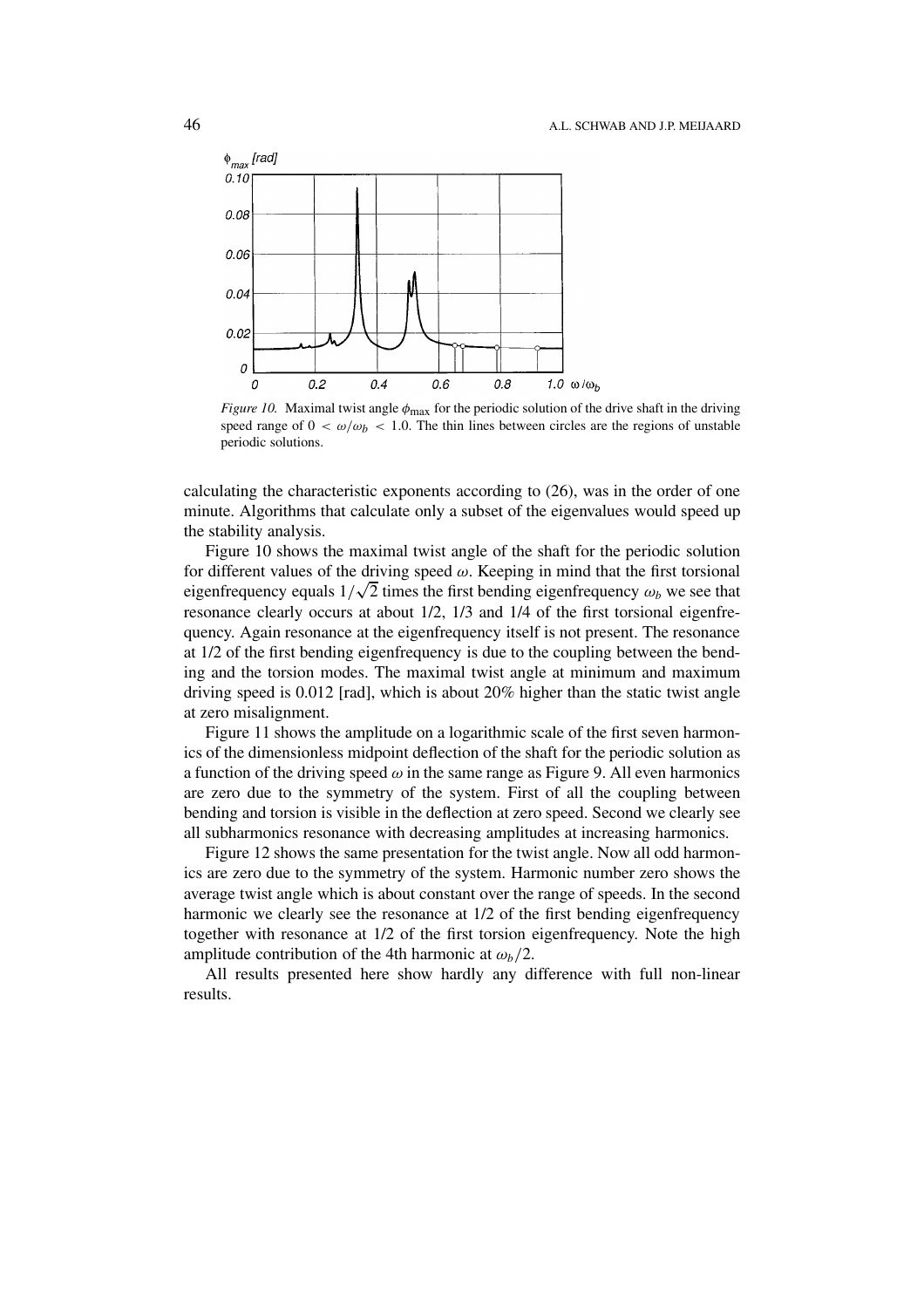*Figure 10.* Maximal twist angle $\phi_{\max}$ for the periodic solution of the drive shaft in the driving speed range of $0 < \omega/\omega_b < 1.0$. The thin lines between circles are the regions of unstable periodic solutions.

calculating the characteristic exponents according to (26), was in the order of one minute. Algorithms that calculate only a subset of the eigenvalues would speed up the stability analysis.

Figure 10 shows the maximal twist angle of the shaft for the periodic solution for different values of the driving speed $\omega$. Keeping in mind that the first torsional eigenfrequency equals $1/\sqrt{2}$ times the first bending eigenfrequency $\omega_b$ we see that resonance clearly occurs at about 1/2, 1/3 and 1/4 of the first torsional eigenfrequency. Again resonance at the eigenfrequency itself is not present. The resonance at 1/2 of the first bending eigenfrequency is due to the coupling between the bending and the torsion modes. The maximal twist angle at minimum and maximum driving speed is 0.012 [rad], which is about 20% higher than the static twist angle at zero misalignment.

Figure 11 shows the amplitude on a logarithmic scale of the first seven harmonics of the dimensionless midpoint deflection of the shaft for the periodic solution as a function of the driving speed $\omega$ in the same range as Figure 9. All even harmonics are zero due to the symmetry of the system. First of all the coupling between bending and torsion is visible in the deflection at zero speed. Second we clearly see all subharmonics resonance with decreasing amplitudes at increasing harmonics.

Figure 12 shows the same presentation for the twist angle. Now all odd harmonics are zero due to the symmetry of the system. Harmonic number zero shows the average twist angle which is about constant over the range of speeds. In the second harmonic we clearly see the resonance at 1/2 of the first bending eigenfrequency together with resonance at 1/2 of the first torsion eigenfrequency. Note the high amplitude contribution of the 4th harmonic at $\omega_b/2$.

All results presented here show hardly any difference with full non-linear results.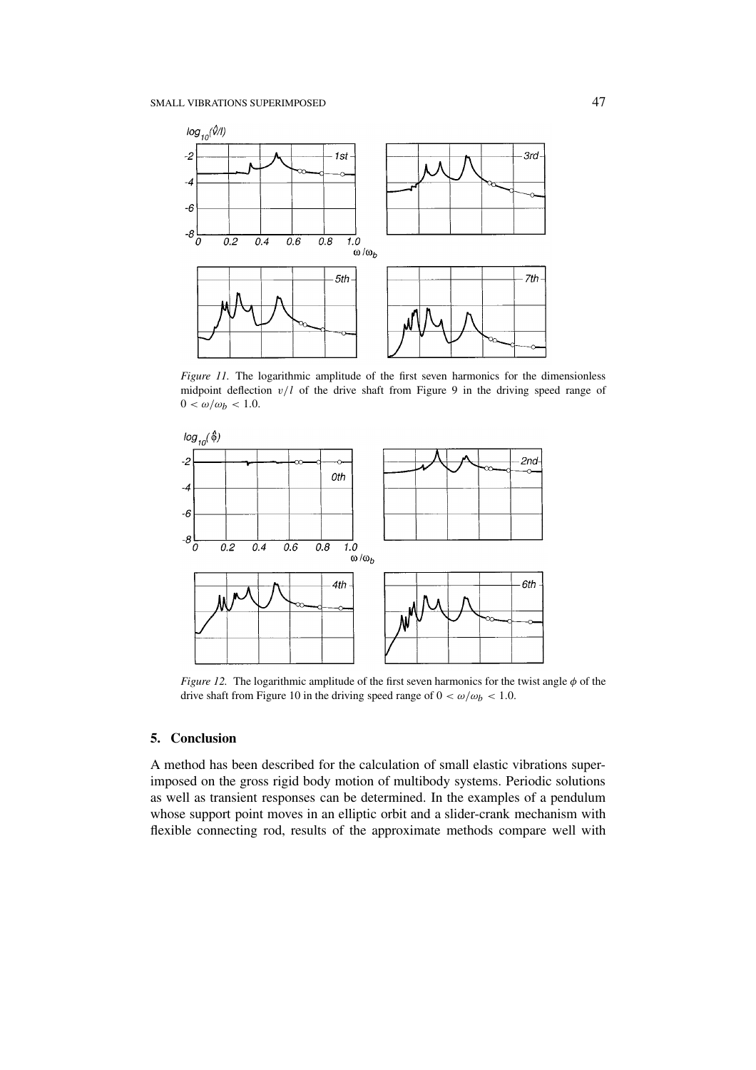*Figure 11.* The logarithmic amplitude of the first seven harmonics for the dimensionless midpoint deflection $v/l$ of the drive shaft from Figure 9 in the driving speed range of $0 < \omega/\omega_b < 1.0$.

*Figure 12.* The logarithmic amplitude of the first seven harmonics for the twist angle $\phi$ of the drive shaft from Figure 10 in the driving speed range of $0 < \omega/\omega_b < 1.0$.

## 5. Conclusion

A method has been described for the calculation of small elastic vibrations superimposed on the gross rigid body motion of multibody systems. Periodic solutions as well as transient responses can be determined. In the examples of a pendulum whose support point moves in an elliptic orbit and a slider-crank mechanism with flexible connecting rod, results of the approximate methods compare well with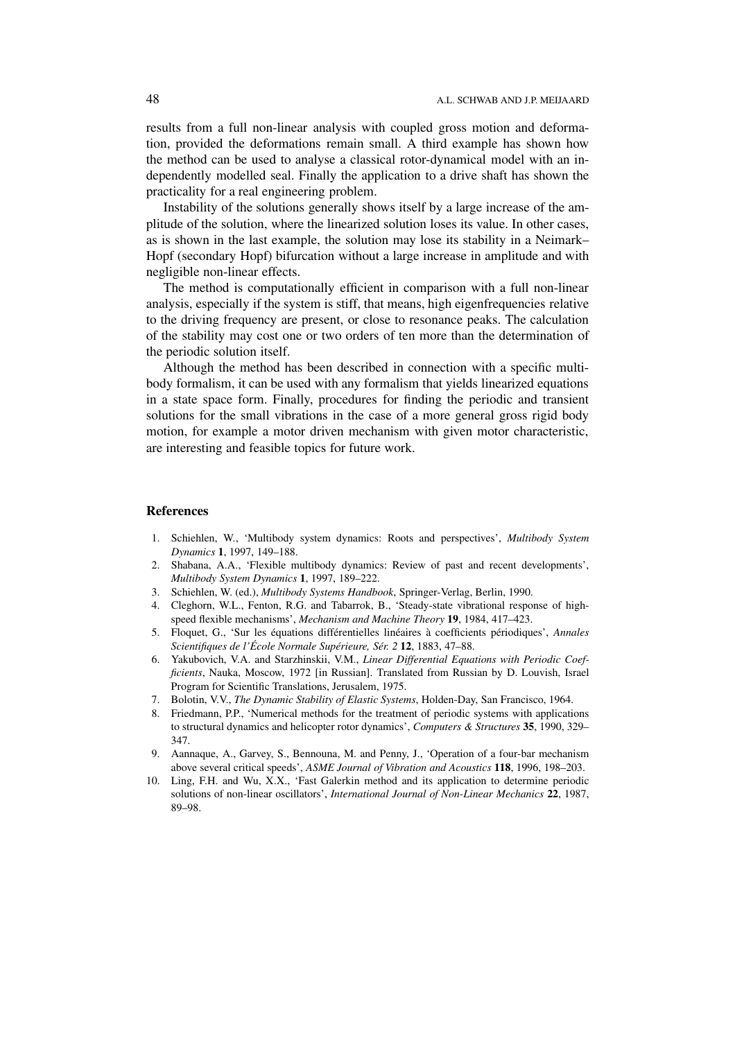results from a full non-linear analysis with coupled gross motion and deformation, provided the deformations remain small. A third example has shown how the method can be used to analyse a classical rotor-dynamical model with an independently modelled seal. Finally the application to a drive shaft has shown the practicality for a real engineering problem.

Instability of the solutions generally shows itself by a large increase of the amplitude of the solution, where the linearized solution loses its value. In other cases, as is shown in the last example, the solution may lose its stability in a Neimark–Hopf (secondary Hopf) bifurcation without a large increase in amplitude and with negligible non-linear effects.

The method is computationally efficient in comparison with a full non-linear analysis, especially if the system is stiff, that means, high eigenfrequencies relative to the driving frequency are present, or close to resonance peaks. The calculation of the stability may cost one or two orders of ten more than the determination of the periodic solution itself.

Although the method has been described in connection with a specific multibody formalism, it can be used with any formalism that yields linearized equations in a state space form. Finally, procedures for finding the periodic and transient solutions for the small vibrations in the case of a more general gross rigid body motion, for example a motor driven mechanism with given motor characteristic, are interesting and feasible topics for future work.

## References

1. Schiehlen, W., 'Multibody system dynamics: Roots and perspectives', *Multibody System Dynamics* **1**, 1997, 149–188.
2. Shabana, A.A., 'Flexible multibody dynamics: Review of past and recent developments', *Multibody System Dynamics* **1**, 1997, 189–222.
3. Schiehlen, W. (ed.), *Multibody Systems Handbook*, Springer-Verlag, Berlin, 1990.
4. Cleghorn, W.L., Fenton, R.G. and Tabarrok, B., 'Steady-state vibrational response of high-speed flexible mechanisms', *Mechanism and Machine Theory* **19**, 1984, 417–423.
5. Floquet, G., 'Sur les équations différentielles linéaires à coefficients périodiques', *Annales Scientifiques de l'École Normale Supérieure, Sér. 2* **12**, 1883, 47–88.
6. Yakubovich, V.A. and Starzhinskii, V.M., *Linear Differential Equations with Periodic Coefficients*, Nauka, Moscow, 1972 [in Russian]. Translated from Russian by D. Louvish, Israel Program for Scientific Translations, Jerusalem, 1975.
7. Bolotin, V.V., *The Dynamic Stability of Elastic Systems*, Holden-Day, San Francisco, 1964.
8. Friedmann, P.P., 'Numerical methods for the treatment of periodic systems with applications to structural dynamics and helicopter rotor dynamics', *Computers & Structures* **35**, 1990, 329–347.
9. Aannaque, A., Garvey, S., Bennouna, M. and Penny, J., 'Operation of a four-bar mechanism above several critical speeds', *ASME Journal of Vibration and Acoustics* **118**, 1996, 198–203.
10. Ling, F.H. and Wu, X.X., 'Fast Galerkin method and its application to determine periodic solutions of non-linear oscillators', *International Journal of Non-Linear Mechanics* **22**, 1987, 89–98.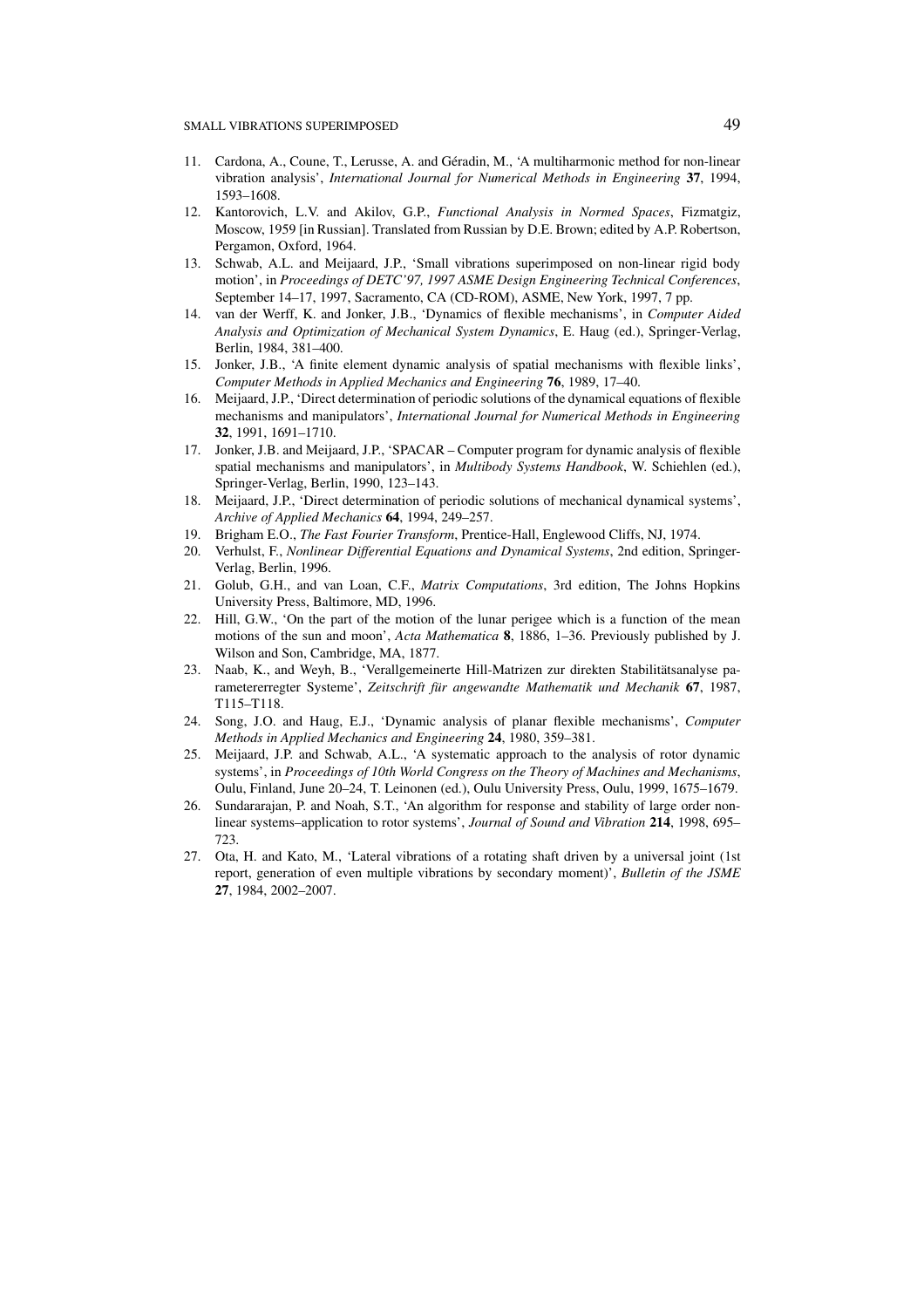11. Cardona, A., Coune, T., Lerusse, A. and Géradin, M., 'A multiharmonic method for non-linear vibration analysis', *International Journal for Numerical Methods in Engineering* **37**, 1994, 1593–1608.
12. Kantorovich, L.V. and Akilov, G.P., *Functional Analysis in Normed Spaces*, Fizmatgiz, Moscow, 1959 [in Russian]. Translated from Russian by D.E. Brown; edited by A.P. Robertson, Pergamon, Oxford, 1964.
13. Schwab, A.L. and Meijaard, J.P., 'Small vibrations superimposed on non-linear rigid body motion', in *Proceedings of DETC'97, 1997 ASME Design Engineering Technical Conferences*, September 14–17, 1997, Sacramento, CA (CD-ROM), ASME, New York, 1997, 7 pp.
14. van der Werff, K. and Jonker, J.B., 'Dynamics of flexible mechanisms', in *Computer Aided Analysis and Optimization of Mechanical System Dynamics*, E. Haug (ed.), Springer-Verlag, Berlin, 1984, 381–400.
15. Jonker, J.B., 'A finite element dynamic analysis of spatial mechanisms with flexible links', *Computer Methods in Applied Mechanics and Engineering* **76**, 1989, 17–40.
16. Meijaard, J.P., 'Direct determination of periodic solutions of the dynamical equations of flexible mechanisms and manipulators', *International Journal for Numerical Methods in Engineering* **32**, 1991, 1691–1710.
17. Jonker, J.B. and Meijaard, J.P., 'SPACAR – Computer program for dynamic analysis of flexible spatial mechanisms and manipulators', in *Multibody Systems Handbook*, W. Schiehlen (ed.), Springer-Verlag, Berlin, 1990, 123–143.
18. Meijaard, J.P., 'Direct determination of periodic solutions of mechanical dynamical systems', *Archive of Applied Mechanics* **64**, 1994, 249–257.
19. Brigham E.O., *The Fast Fourier Transform*, Prentice-Hall, Englewood Cliffs, NJ, 1974.
20. Verhulst, F., *Nonlinear Differential Equations and Dynamical Systems*, 2nd edition, Springer-Verlag, Berlin, 1996.
21. Golub, G.H., and van Loan, C.F., *Matrix Computations*, 3rd edition, The Johns Hopkins University Press, Baltimore, MD, 1996.
22. Hill, G.W., 'On the part of the motion of the lunar perigee which is a function of the mean motions of the sun and moon', *Acta Mathematica* **8**, 1886, 1–36. Previously published by J. Wilson and Son, Cambridge, MA, 1877.
23. Naab, K., and Weyh, B., 'Verallgemeinerte Hill-Matrizen zur direkten Stabilitätsanalyse parametererregter Systeme', *Zeitschrift für angewandte Mathematik und Mechanik* **67**, 1987, T115–T118.
24. Song, J.O. and Haug, E.J., 'Dynamic analysis of planar flexible mechanisms', *Computer Methods in Applied Mechanics and Engineering* **24**, 1980, 359–381.
25. Meijaard, J.P. and Schwab, A.L., 'A systematic approach to the analysis of rotor dynamic systems', in *Proceedings of 10th World Congress on the Theory of Machines and Mechanisms*, Oulu, Finland, June 20–24, T. Leinonen (ed.), Oulu University Press, Oulu, 1999, 1675–1679.
26. Sundararajan, P. and Noah, S.T., 'An algorithm for response and stability of large order non-linear systems–application to rotor systems', *Journal of Sound and Vibration* **214**, 1998, 695–723.
27. Ota, H. and Kato, M., 'Lateral vibrations of a rotating shaft driven by a universal joint (1st report, generation of even multiple vibrations by secondary moment)', *Bulletin of the JSME* **27**, 1984, 2002–2007.